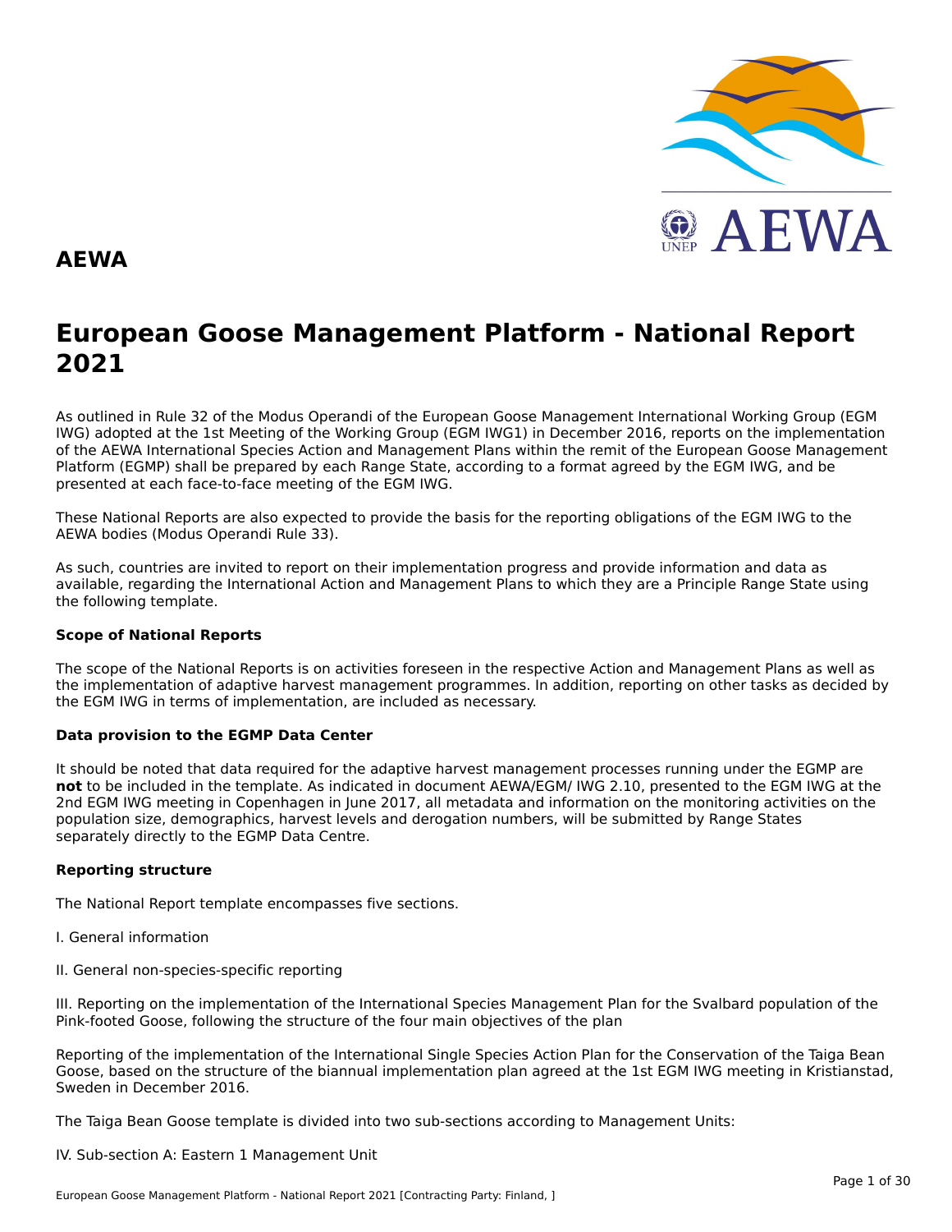# AEWA

# European Goose Management Platform - National Report 2021

As outlined in Rule 32 of the Modus Operandi of the European Goose Management International Working Group (EGM IWG) adopted at the 1st Meeting of the Working Group (EGM IWG1) in December 2016, reports on the implementation of the AEWA International Species Action and Management Plans within the remit of the European Goose Management Platform (EGMP) shall be prepared by each Range State, according to a format agreed by the EGM IWG, and be presented at each face-to-face meeting of the EGM IWG.

These National Reports are also expected to provide the basis for the reporting obligations of the EGM IWG to the AEWA bodies (Modus Operandi Rule 33).

As such, countries are invited to report on their implementation progress and provide information and data as available, regarding the International Action and Management Plans to which they are a Principle Range State using the following template.

**Scope of National Reports**

The scope of the National Reports is on activities foreseen in the respective Action and Management Plans as well as the implementation of adaptive harvest management programmes. In addition, reporting on other tasks as decided by the EGM IWG in terms of implementation, are included as necessary.

**Data provision to the EGMP Data Center**

It should be noted that data required for the adaptive harvest management processes running under the EGMP are **not** to be included in the template. As indicated in document AEWA/EGM/ IWG 2.10, presented to the EGM IWG at the 2nd EGM IWG meeting in Copenhagen in June 2017, all metadata and information on the monitoring activities on the population size, demographics, harvest levels and derogation numbers, will be submitted by Range States separately directly to the EGMP Data Centre.

**Reporting structure**

The National Report template encompasses five sections.

I. General information

II. General non-species-specific reporting

III. Reporting on the implementation of the International Species Management Plan for the Svalbard population of the Pink-footed Goose, following the structure of the four main objectives of the plan

Reporting of the implementation of the International Single Species Action Plan for the Conservation of the Taiga Bean Goose, based on the structure of the biannual implementation plan agreed at the 1st EGM IWG meeting in Kristianstad, Sweden in December 2016.

The Taiga Bean Goose template is divided into two sub-sections according to Management Units:

IV. Sub-section A: Eastern 1 Management Unit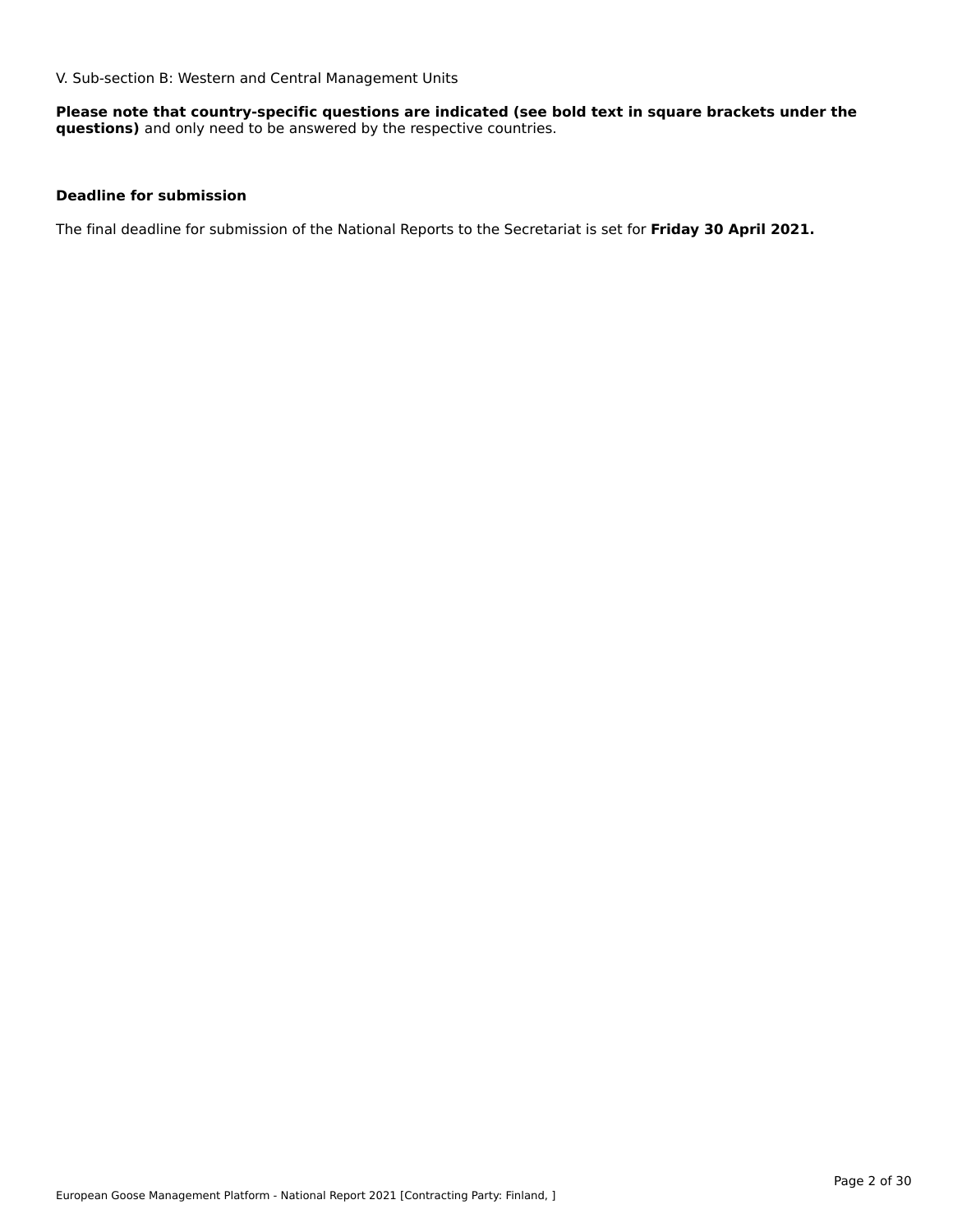V. Sub-section B: Western and Central Management Units

**Please note that country-specific questions are indicated (see bold text in square brackets under the questions)** and only need to be answered by the respective countries.

**Deadline for submission**

The final deadline for submission of the National Reports to the Secretariat is set for **Friday 30 April 2021.**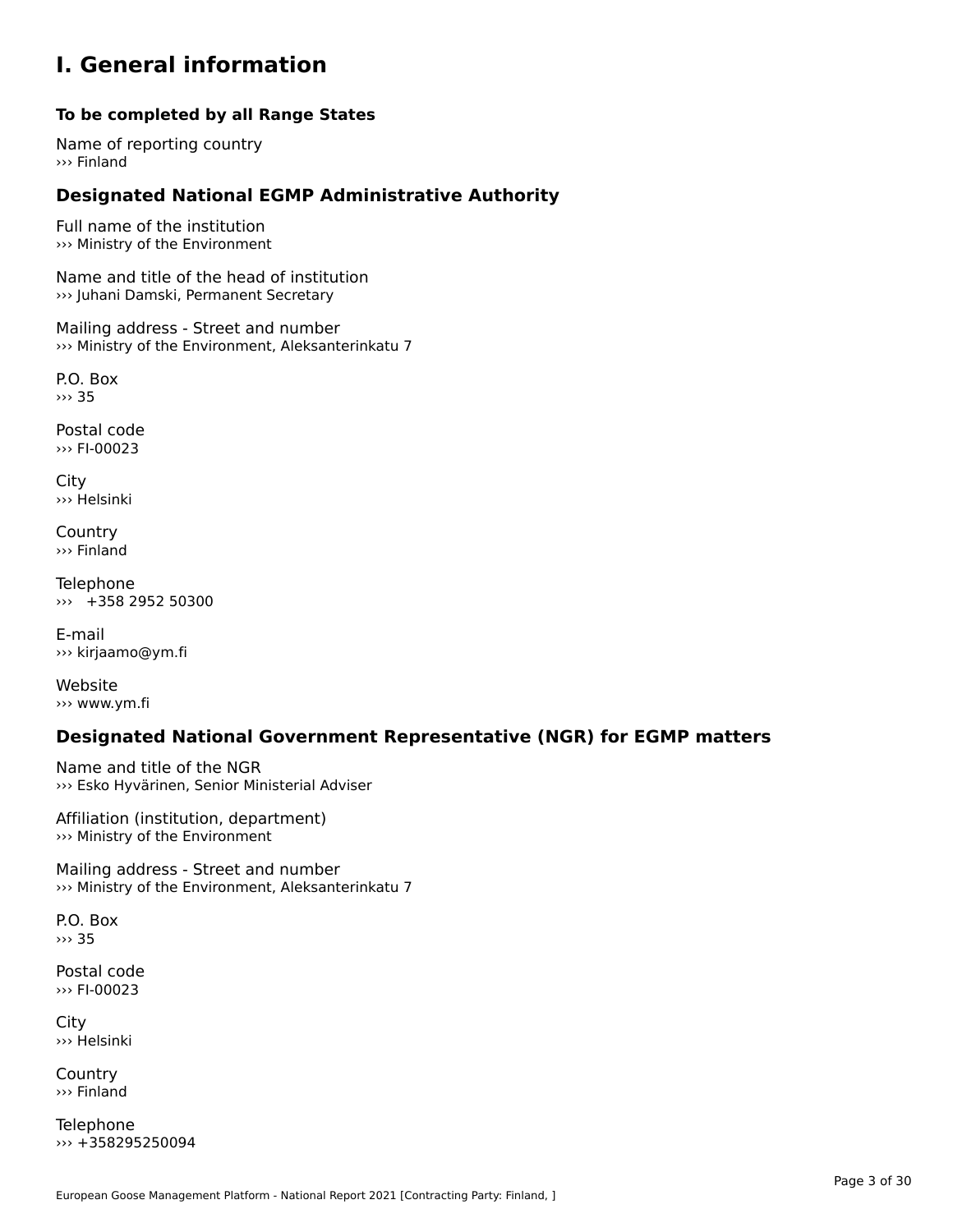# I. General information

### To be completed by all Range States

Name of reporting country
››› Finland

## Designated National EGMP Administrative Authority

Full name of the institution
››› Ministry of the Environment

Name and title of the head of institution
››› Juhani Damski, Permanent Secretary

Mailing address - Street and number
››› Ministry of the Environment, Aleksanterinkatu 7

P.O. Box
››› 35

Postal code
››› FI-00023

City
››› Helsinki

Country
››› Finland

Telephone
››› +358 2952 50300

E-mail
››› kirjaamo@ym.fi

Website
››› www.ym.fi

## Designated National Government Representative (NGR) for EGMP matters

Name and title of the NGR
››› Esko Hyvärinen, Senior Ministerial Adviser

Affiliation (institution, department)
››› Ministry of the Environment

Mailing address - Street and number
››› Ministry of the Environment, Aleksanterinkatu 7

P.O. Box
››› 35

Postal code
››› FI-00023

City
››› Helsinki

Country
››› Finland

Telephone
››› +358295250094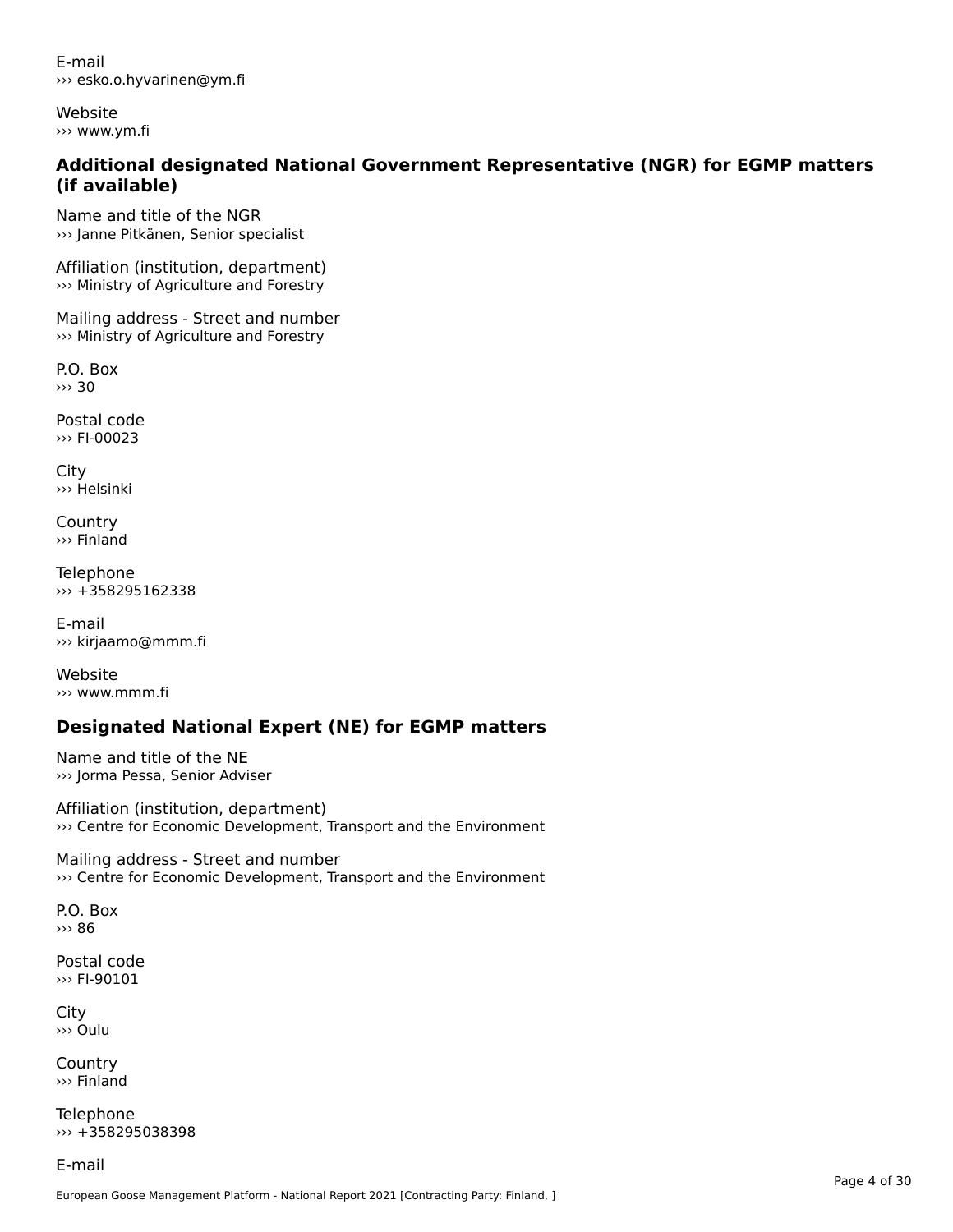E-mail
››› esko.o.hyvarinen@ym.fi

Website
››› www.ym.fi

### Additional designated National Government Representative (NGR) for EGMP matters (if available)

Name and title of the NGR
››› Janne Pitkänen, Senior specialist

Affiliation (institution, department)
››› Ministry of Agriculture and Forestry

Mailing address - Street and number
››› Ministry of Agriculture and Forestry

P.O. Box
››› 30

Postal code
››› FI-00023

City
››› Helsinki

Country
››› Finland

Telephone
››› +358295162338

E-mail
››› kirjaamo@mmm.fi

Website
››› www.mmm.fi

### Designated National Expert (NE) for EGMP matters

Name and title of the NE
››› Jorma Pessa, Senior Adviser

Affiliation (institution, department)
››› Centre for Economic Development, Transport and the Environment

Mailing address - Street and number
››› Centre for Economic Development, Transport and the Environment

P.O. Box
››› 86

Postal code
››› FI-90101

City
››› Oulu

Country
››› Finland

Telephone
››› +358295038398

E-mail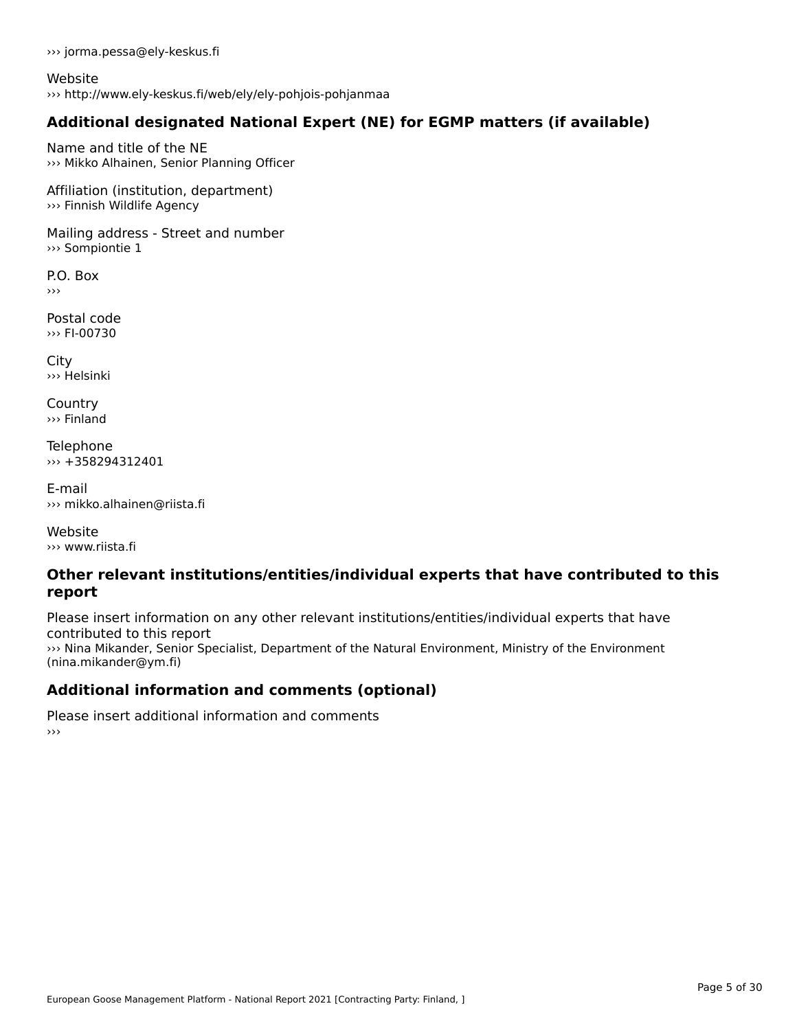››› jorma.pessa@ely-keskus.fi

Website
››› http://www.ely-keskus.fi/web/ely/ely-pohjois-pohjanmaa

## Additional designated National Expert (NE) for EGMP matters (if available)

Name and title of the NE
››› Mikko Alhainen, Senior Planning Officer

Affiliation (institution, department)
››› Finnish Wildlife Agency

Mailing address - Street and number
››› Sompiontie 1

P.O. Box
›››

Postal code
››› FI-00730

City
››› Helsinki

Country
››› Finland

Telephone
››› +358294312401

E-mail
››› mikko.alhainen@riista.fi

Website
››› www.riista.fi

## Other relevant institutions/entities/individual experts that have contributed to this report

Please insert information on any other relevant institutions/entities/individual experts that have contributed to this report
››› Nina Mikander, Senior Specialist, Department of the Natural Environment, Ministry of the Environment (nina.mikander@ym.fi)

## Additional information and comments (optional)

Please insert additional information and comments
›››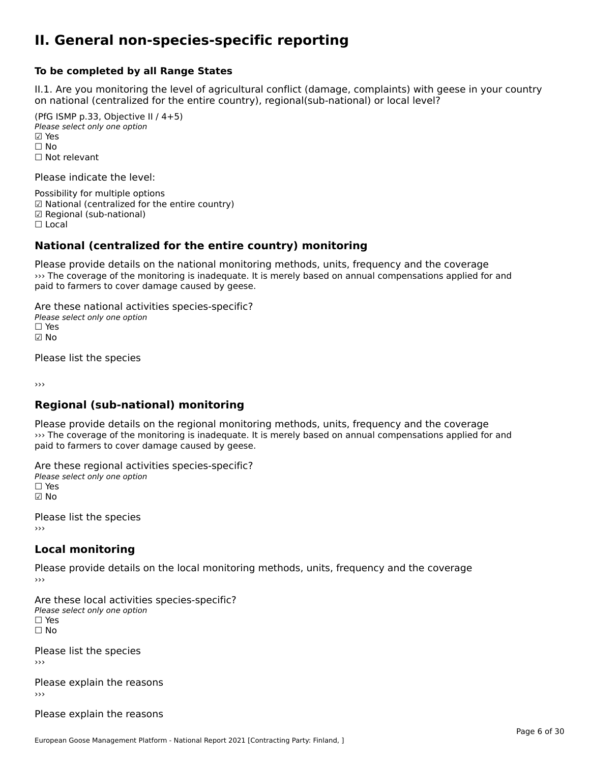# II. General non-species-specific reporting

**To be completed by all Range States**

II.1. Are you monitoring the level of agricultural conflict (damage, complaints) with geese in your country on national (centralized for the entire country), regional(sub-national) or local level?

(PfG ISMP p.33, Objective II / 4+5)
*Please select only one option*
☑ Yes
☐ No
☐ Not relevant

Please indicate the level:

Possibility for multiple options
☑ National (centralized for the entire country)
☑ Regional (sub-national)
☐ Local

## National (centralized for the entire country) monitoring

Please provide details on the national monitoring methods, units, frequency and the coverage
››› The coverage of the monitoring is inadequate. It is merely based on annual compensations applied for and paid to farmers to cover damage caused by geese.

Are these national activities species-specific?
*Please select only one option*
☐ Yes
☑ No

Please list the species

›››

## Regional (sub-national) monitoring

Please provide details on the regional monitoring methods, units, frequency and the coverage
››› The coverage of the monitoring is inadequate. It is merely based on annual compensations applied for and paid to farmers to cover damage caused by geese.

Are these regional activities species-specific?
*Please select only one option*
☐ Yes
☑ No

Please list the species
›››

## Local monitoring

Please provide details on the local monitoring methods, units, frequency and the coverage
›››

Are these local activities species-specific?
*Please select only one option*
☐ Yes
☐ No

Please list the species
›››

Please explain the reasons
›››

Please explain the reasons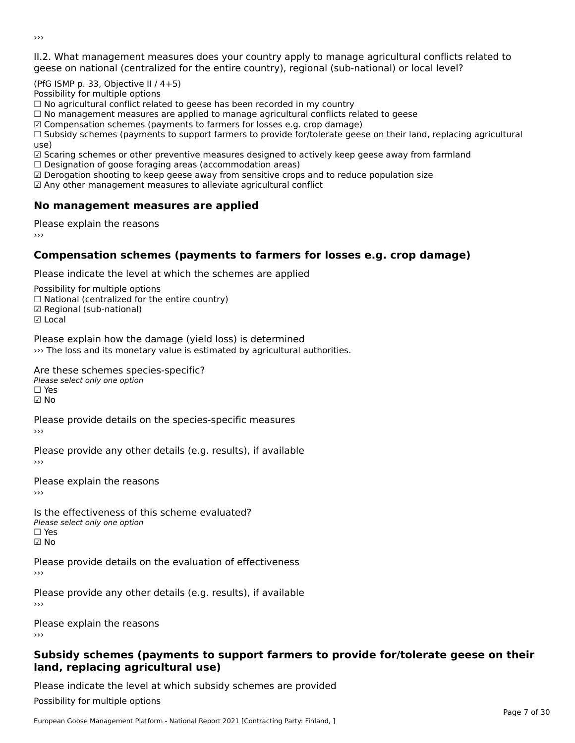›››

II.2. What management measures does your country apply to manage agricultural conflicts related to geese on national (centralized for the entire country), regional (sub-national) or local level?

(PfG ISMP p. 33, Objective II / 4+5)
Possibility for multiple options
☐ No agricultural conflict related to geese has been recorded in my country
☐ No management measures are applied to manage agricultural conflicts related to geese
☑ Compensation schemes (payments to farmers for losses e.g. crop damage)
☐ Subsidy schemes (payments to support farmers to provide for/tolerate geese on their land, replacing agricultural use)
☑ Scaring schemes or other preventive measures designed to actively keep geese away from farmland
☐ Designation of goose foraging areas (accommodation areas)
☑ Derogation shooting to keep geese away from sensitive crops and to reduce population size
☑ Any other management measures to alleviate agricultural conflict

## No management measures are applied

Please explain the reasons
›››

## Compensation schemes (payments to farmers for losses e.g. crop damage)

Please indicate the level at which the schemes are applied

Possibility for multiple options
☐ National (centralized for the entire country)
☑ Regional (sub-national)
☑ Local

Please explain how the damage (yield loss) is determined
››› The loss and its monetary value is estimated by agricultural authorities.

Are these schemes species-specific?
*Please select only one option*
☐ Yes
☑ No

Please provide details on the species-specific measures
›››

Please provide any other details (e.g. results), if available
›››

Please explain the reasons
›››

Is the effectiveness of this scheme evaluated?
*Please select only one option*
☐ Yes
☑ No

Please provide details on the evaluation of effectiveness
›››

Please provide any other details (e.g. results), if available
›››

Please explain the reasons
›››

## Subsidy schemes (payments to support farmers to provide for/tolerate geese on their land, replacing agricultural use)

Please indicate the level at which subsidy schemes are provided

Possibility for multiple options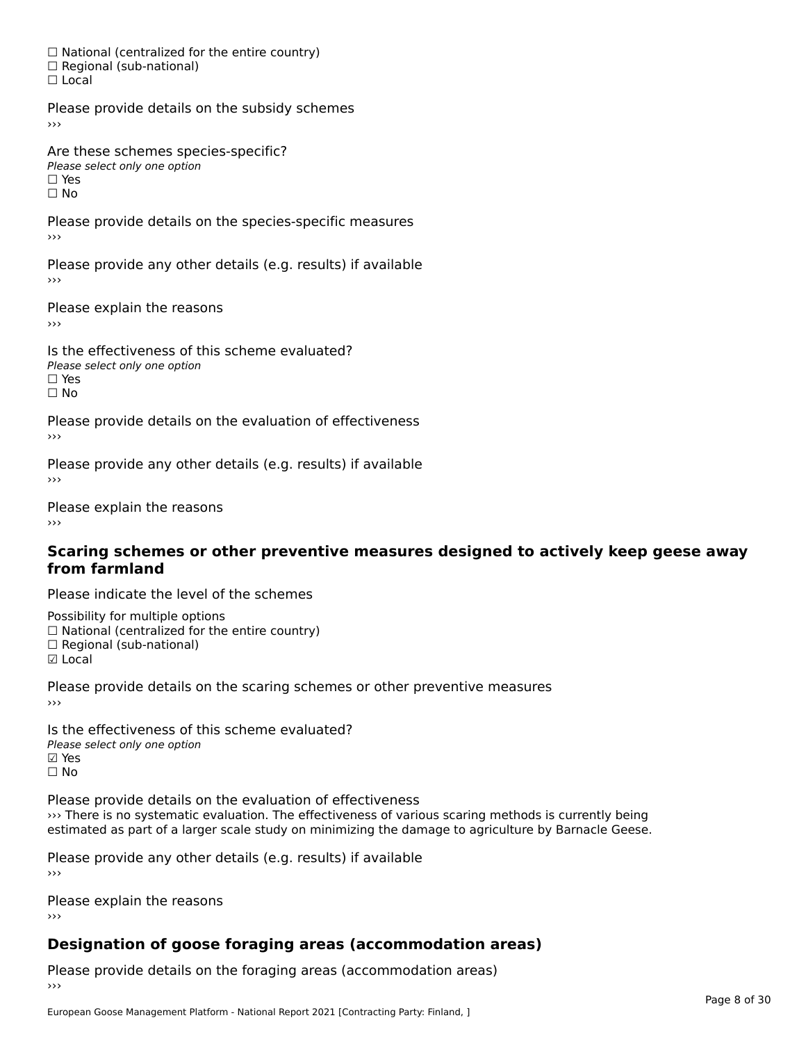☐ National (centralized for the entire country)
☐ Regional (sub-national)
☐ Local

Please provide details on the subsidy schemes
›››

Are these schemes species-specific?
*Please select only one option*
☐ Yes
☐ No

Please provide details on the species-specific measures
›››

Please provide any other details (e.g. results) if available
›››

Please explain the reasons
›››

Is the effectiveness of this scheme evaluated?
*Please select only one option*
☐ Yes
☐ No

Please provide details on the evaluation of effectiveness
›››

Please provide any other details (e.g. results) if available
›››

Please explain the reasons
›››

## Scaring schemes or other preventive measures designed to actively keep geese away from farmland

Please indicate the level of the schemes

Possibility for multiple options
☐ National (centralized for the entire country)
☐ Regional (sub-national)
☑ Local

Please provide details on the scaring schemes or other preventive measures
›››

Is the effectiveness of this scheme evaluated?
*Please select only one option*
☑ Yes
☐ No

Please provide details on the evaluation of effectiveness
››› There is no systematic evaluation. The effectiveness of various scaring methods is currently being estimated as part of a larger scale study on minimizing the damage to agriculture by Barnacle Geese.

Please provide any other details (e.g. results) if available
›››

Please explain the reasons
›››

## Designation of goose foraging areas (accommodation areas)

Please provide details on the foraging areas (accommodation areas)
›››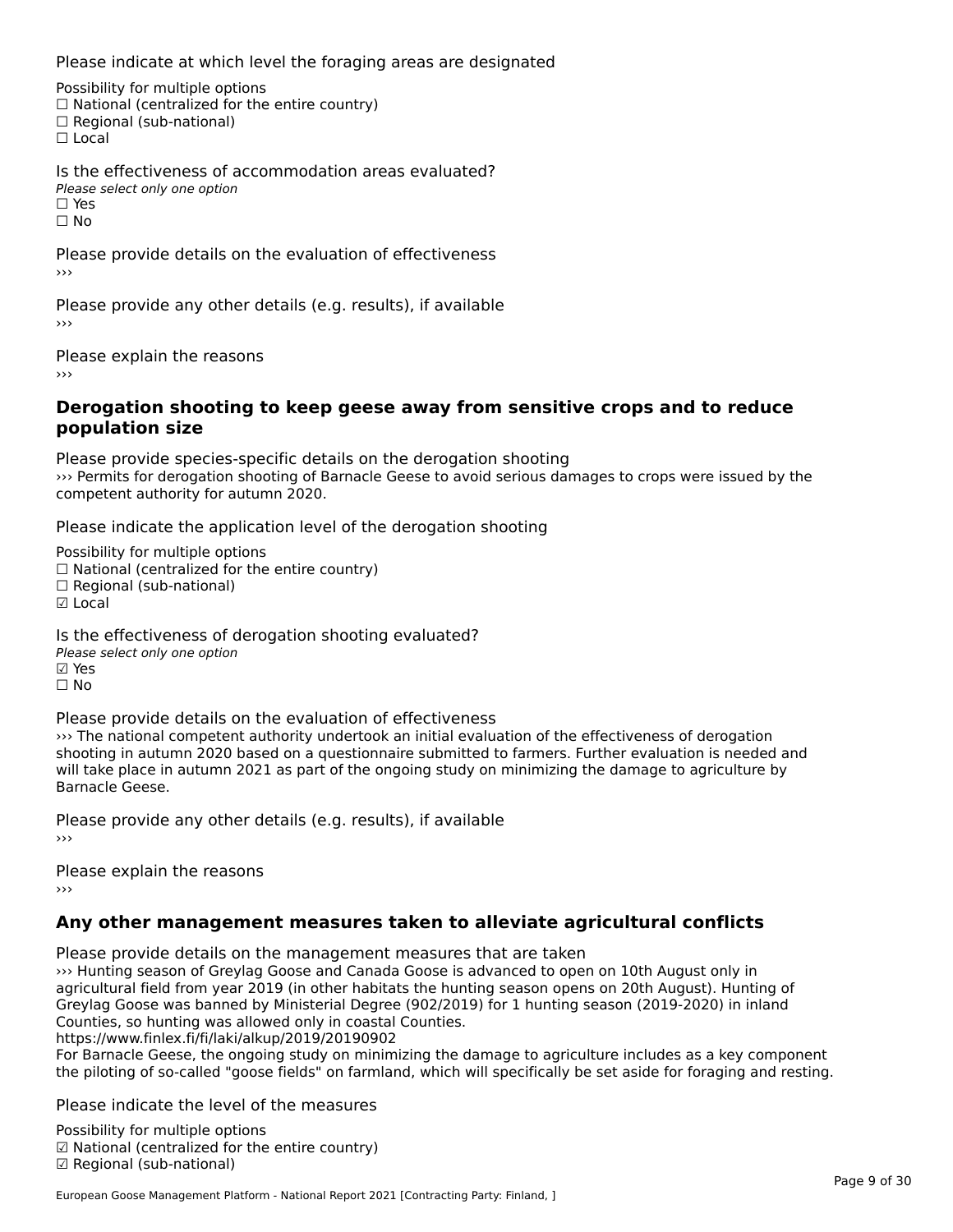Please indicate at which level the foraging areas are designated

Possibility for multiple options
☐ National (centralized for the entire country)
☐ Regional (sub-national)
☐ Local

Is the effectiveness of accommodation areas evaluated?
*Please select only one option*
☐ Yes
☐ No

Please provide details on the evaluation of effectiveness
›››

Please provide any other details (e.g. results), if available
›››

Please explain the reasons
›››

### Derogation shooting to keep geese away from sensitive crops and to reduce population size

Please provide species-specific details on the derogation shooting
››› Permits for derogation shooting of Barnacle Geese to avoid serious damages to crops were issued by the competent authority for autumn 2020.

Please indicate the application level of the derogation shooting

Possibility for multiple options
☐ National (centralized for the entire country)
☐ Regional (sub-national)
☑ Local

Is the effectiveness of derogation shooting evaluated?
*Please select only one option*
☑ Yes
☐ No

Please provide details on the evaluation of effectiveness
››› The national competent authority undertook an initial evaluation of the effectiveness of derogation shooting in autumn 2020 based on a questionnaire submitted to farmers. Further evaluation is needed and will take place in autumn 2021 as part of the ongoing study on minimizing the damage to agriculture by Barnacle Geese.

Please provide any other details (e.g. results), if available
›››

Please explain the reasons
›››

### Any other management measures taken to alleviate agricultural conflicts

Please provide details on the management measures that are taken
››› Hunting season of Greylag Goose and Canada Goose is advanced to open on 10th August only in agricultural field from year 2019 (in other habitats the hunting season opens on 20th August). Hunting of Greylag Goose was banned by Ministerial Degree (902/2019) for 1 hunting season (2019-2020) in inland Counties, so hunting was allowed only in coastal Counties.
https://www.finlex.fi/fi/laki/alkup/2019/20190902
For Barnacle Geese, the ongoing study on minimizing the damage to agriculture includes as a key component the piloting of so-called "goose fields" on farmland, which will specifically be set aside for foraging and resting.

Please indicate the level of the measures

Possibility for multiple options
☑ National (centralized for the entire country)
☑ Regional (sub-national)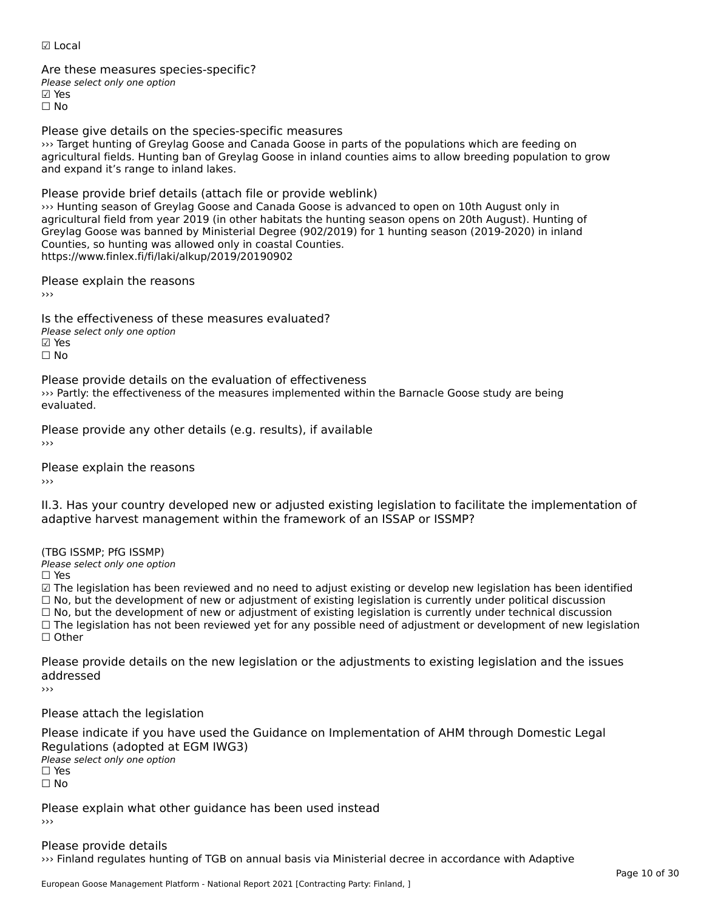☑ Local

Are these measures species-specific?
*Please select only one option*
☑ Yes
☐ No

Please give details on the species-specific measures
››› Target hunting of Greylag Goose and Canada Goose in parts of the populations which are feeding on agricultural fields. Hunting ban of Greylag Goose in inland counties aims to allow breeding population to grow and expand it's range to inland lakes.

Please provide brief details (attach file or provide weblink)
››› Hunting season of Greylag Goose and Canada Goose is advanced to open on 10th August only in agricultural field from year 2019 (in other habitats the hunting season opens on 20th August). Hunting of Greylag Goose was banned by Ministerial Degree (902/2019) for 1 hunting season (2019-2020) in inland Counties, so hunting was allowed only in coastal Counties.
https://www.finlex.fi/fi/laki/alkup/2019/20190902

Please explain the reasons
›››

Is the effectiveness of these measures evaluated?
*Please select only one option*
☑ Yes
☐ No

Please provide details on the evaluation of effectiveness
››› Partly: the effectiveness of the measures implemented within the Barnacle Goose study are being evaluated.

Please provide any other details (e.g. results), if available
›››

Please explain the reasons
›››

II.3. Has your country developed new or adjusted existing legislation to facilitate the implementation of adaptive harvest management within the framework of an ISSAP or ISSMP?

(TBG ISSMP; PfG ISSMP)
*Please select only one option*
☐ Yes
☑ The legislation has been reviewed and no need to adjust existing or develop new legislation has been identified
☐ No, but the development of new or adjustment of existing legislation is currently under political discussion
☐ No, but the development of new or adjustment of existing legislation is currently under technical discussion
☐ The legislation has not been reviewed yet for any possible need of adjustment or development of new legislation
☐ Other

Please provide details on the new legislation or the adjustments to existing legislation and the issues addressed
›››

Please attach the legislation

Please indicate if you have used the Guidance on Implementation of AHM through Domestic Legal Regulations (adopted at EGM IWG3)
*Please select only one option*
☐ Yes
☐ No

Please explain what other guidance has been used instead
›››

Please provide details
››› Finland regulates hunting of TGB on annual basis via Ministerial decree in accordance with Adaptive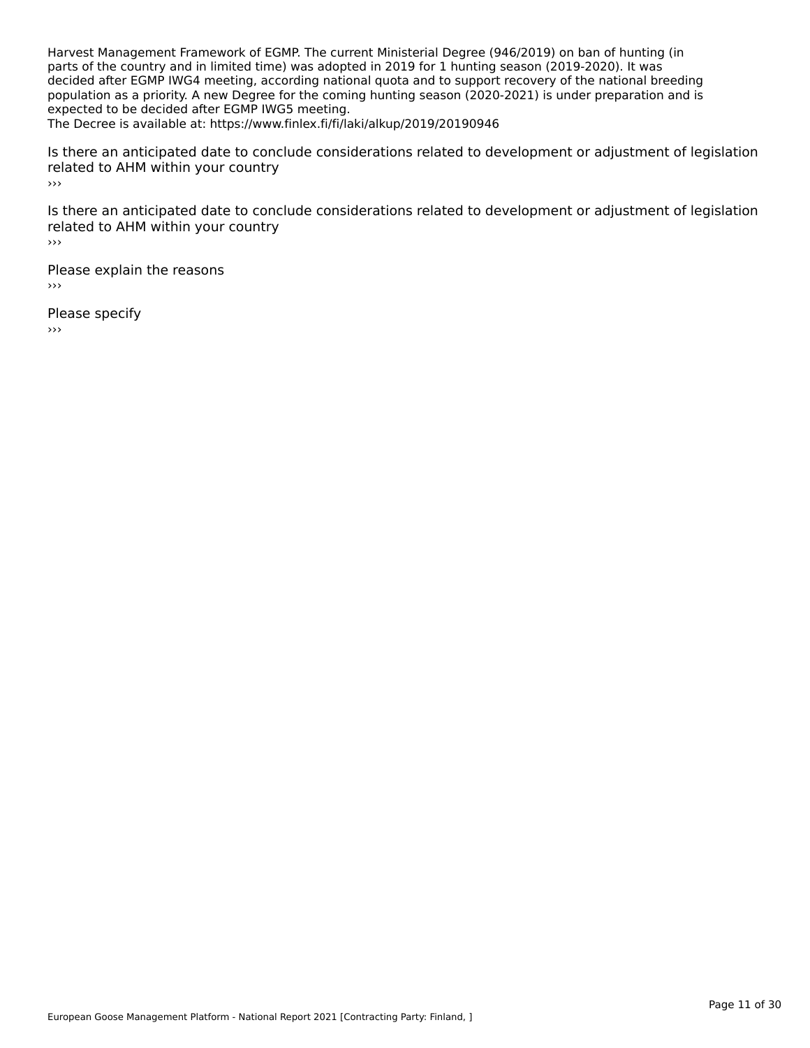Harvest Management Framework of EGMP. The current Ministerial Degree (946/2019) on ban of hunting (in parts of the country and in limited time) was adopted in 2019 for 1 hunting season (2019-2020). It was decided after EGMP IWG4 meeting, according national quota and to support recovery of the national breeding population as a priority. A new Degree for the coming hunting season (2020-2021) is under preparation and is expected to be decided after EGMP IWG5 meeting.
The Decree is available at: https://www.finlex.fi/fi/laki/alkup/2019/20190946

Is there an anticipated date to conclude considerations related to development or adjustment of legislation related to AHM within your country
›››

Is there an anticipated date to conclude considerations related to development or adjustment of legislation related to AHM within your country
›››

Please explain the reasons
›››

Please specify
›››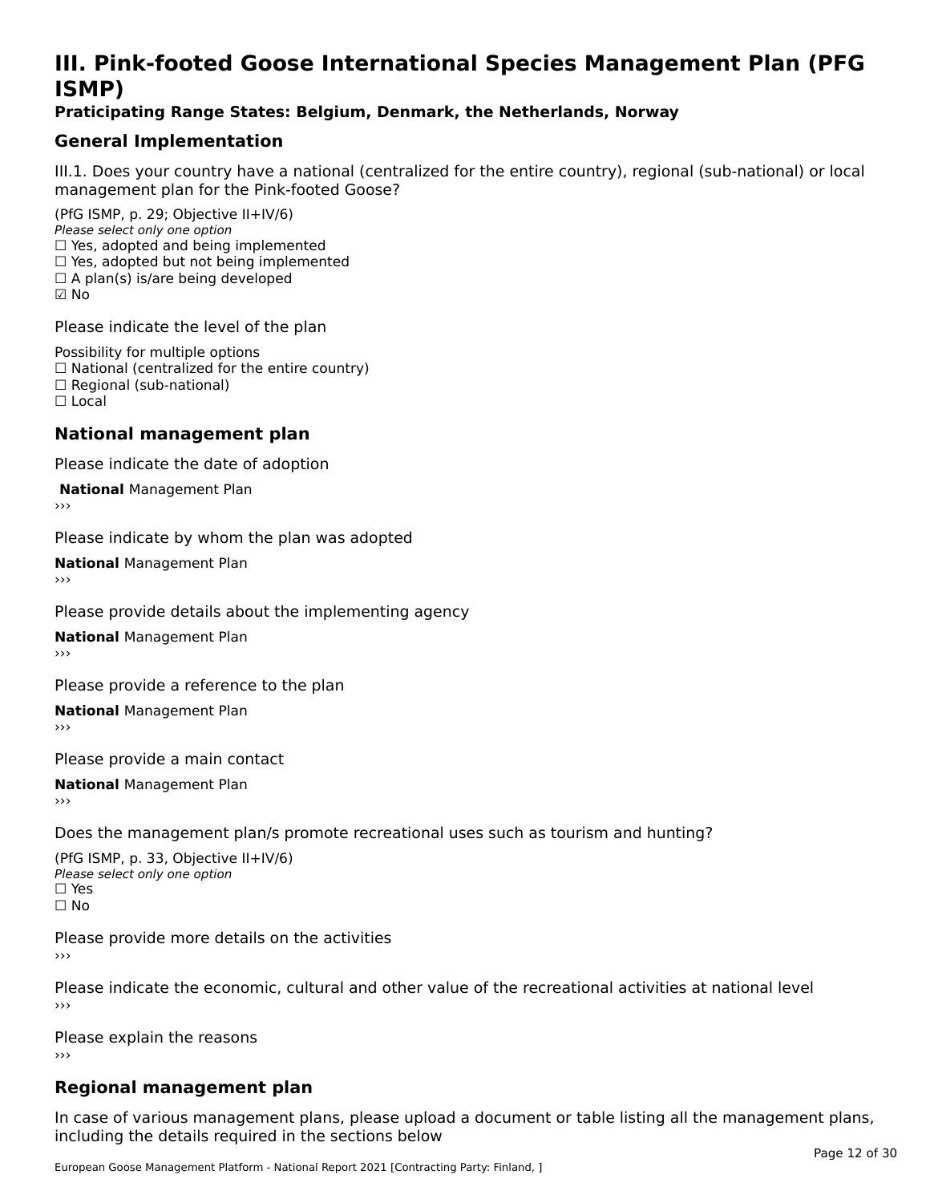# III. Pink-footed Goose International Species Management Plan (PFG ISMP)

**Praticipating Range States: Belgium, Denmark, the Netherlands, Norway**

## General Implementation

III.1. Does your country have a national (centralized for the entire country), regional (sub-national) or local management plan for the Pink-footed Goose?

(PfG ISMP, p. 29; Objective II+IV/6)
*Please select only one option*
☐ Yes, adopted and being implemented
☐ Yes, adopted but not being implemented
☐ A plan(s) is/are being developed
☑ No

Please indicate the level of the plan

Possibility for multiple options
☐ National (centralized for the entire country)
☐ Regional (sub-national)
☐ Local

## National management plan

Please indicate the date of adoption

**National** Management Plan
›››

Please indicate by whom the plan was adopted

**National** Management Plan
›››

Please provide details about the implementing agency

**National** Management Plan
›››

Please provide a reference to the plan

**National** Management Plan
›››

Please provide a main contact

**National** Management Plan
›››

Does the management plan/s promote recreational uses such as tourism and hunting?

(PfG ISMP, p. 33, Objective II+IV/6)
*Please select only one option*
☐ Yes
☐ No

Please provide more details on the activities
›››

Please indicate the economic, cultural and other value of the recreational activities at national level
›››

Please explain the reasons
›››

## Regional management plan

In case of various management plans, please upload a document or table listing all the management plans, including the details required in the sections below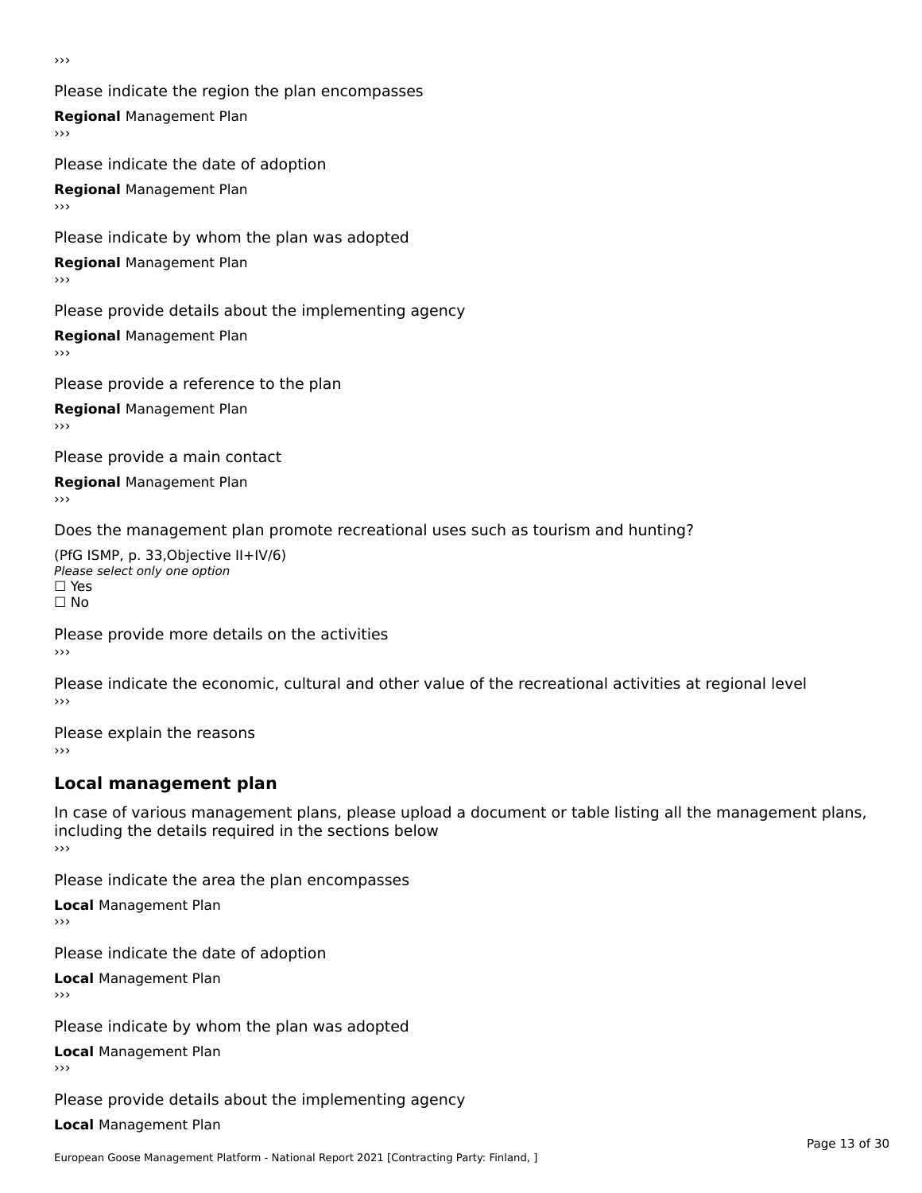›››

Please indicate the region the plan encompasses

**Regional** Management Plan

›››

Please indicate the date of adoption

**Regional** Management Plan

›››

Please indicate by whom the plan was adopted

**Regional** Management Plan

›››

Please provide details about the implementing agency

**Regional** Management Plan

›››

Please provide a reference to the plan

**Regional** Management Plan

›››

Please provide a main contact

**Regional** Management Plan

›››

Does the management plan promote recreational uses such as tourism and hunting?

(PfG ISMP, p. 33,Objective II+IV/6)
*Please select only one option*
☐ Yes
☐ No

Please provide more details on the activities

›››

Please indicate the economic, cultural and other value of the recreational activities at regional level

›››

Please explain the reasons

›››

## Local management plan

In case of various management plans, please upload a document or table listing all the management plans, including the details required in the sections below

›››

Please indicate the area the plan encompasses

**Local** Management Plan

›››

Please indicate the date of adoption

**Local** Management Plan

›››

Please indicate by whom the plan was adopted

**Local** Management Plan

›››

Please provide details about the implementing agency

**Local** Management Plan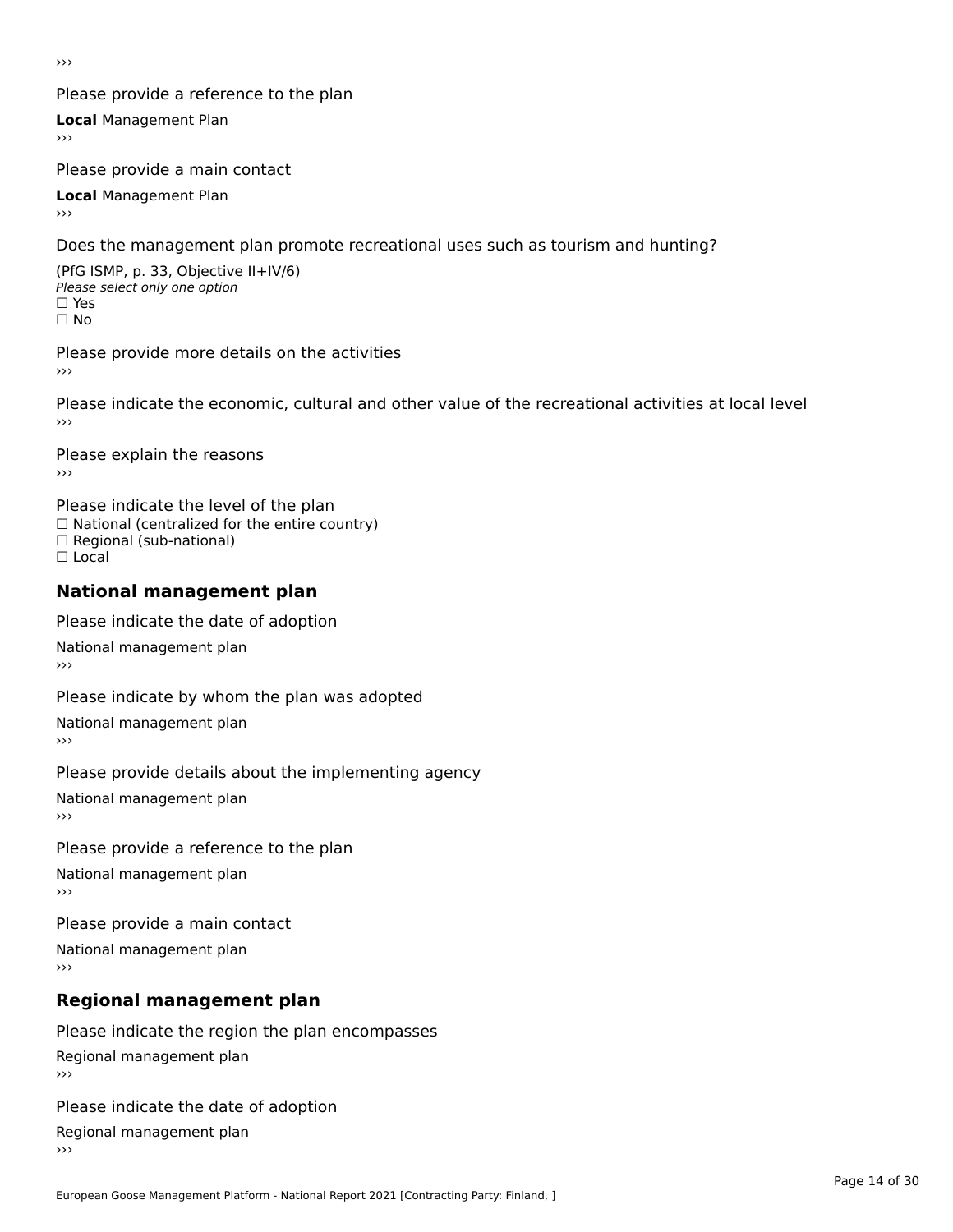›››

Please provide a reference to the plan

**Local** Management Plan

›››

Please provide a main contact

**Local** Management Plan

›››

Does the management plan promote recreational uses such as tourism and hunting?

(PfG ISMP, p. 33, Objective II+IV/6)

*Please select only one option*

☐ Yes

☐ No

Please provide more details on the activities

›››

Please indicate the economic, cultural and other value of the recreational activities at local level

›››

Please explain the reasons

›››

Please indicate the level of the plan

☐ National (centralized for the entire country)

☐ Regional (sub-national)

☐ Local

## National management plan

Please indicate the date of adoption

National management plan

›››

Please indicate by whom the plan was adopted

National management plan

›››

Please provide details about the implementing agency

National management plan

›››

Please provide a reference to the plan

National management plan

›››

Please provide a main contact

National management plan

›››

## Regional management plan

Please indicate the region the plan encompasses

Regional management plan

›››

Please indicate the date of adoption

Regional management plan

›››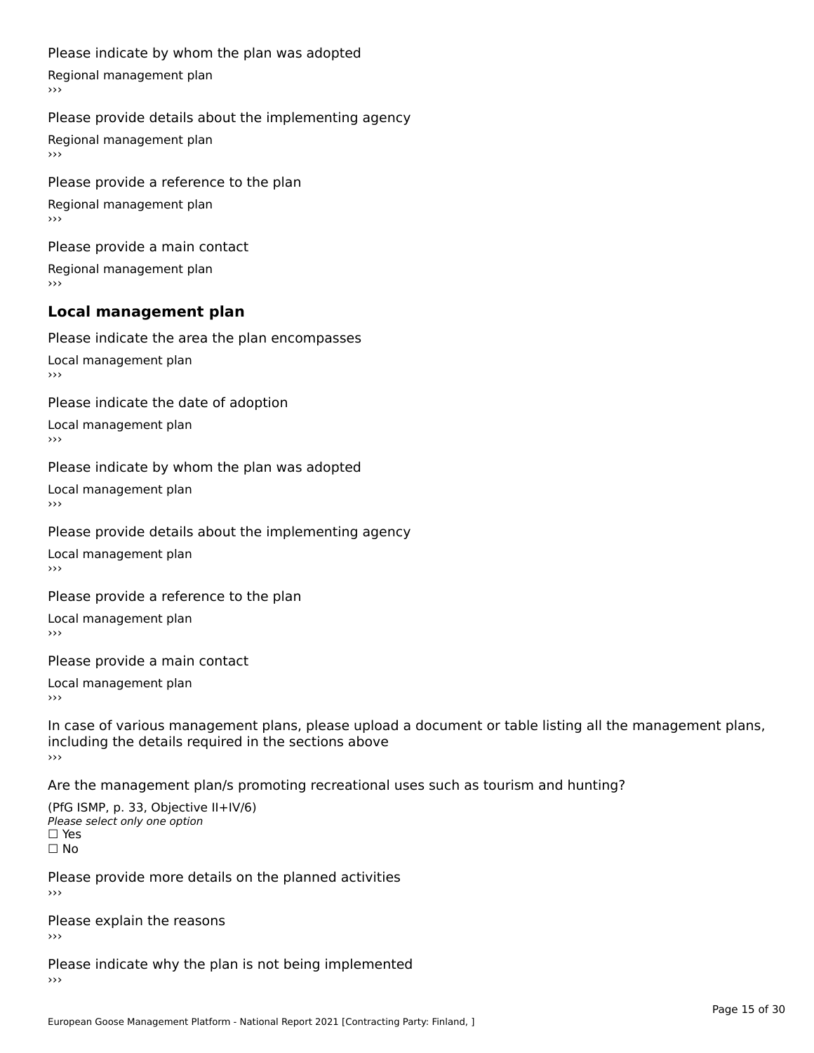Please indicate by whom the plan was adopted

Regional management plan

›››

Please provide details about the implementing agency

Regional management plan

›››

Please provide a reference to the plan

Regional management plan

›››

Please provide a main contact

Regional management plan

›››

### Local management plan

Please indicate the area the plan encompasses

Local management plan

›››

Please indicate the date of adoption

Local management plan

›››

Please indicate by whom the plan was adopted

Local management plan

›››

Please provide details about the implementing agency

Local management plan

›››

Please provide a reference to the plan

Local management plan

›››

Please provide a main contact

Local management plan

›››

In case of various management plans, please upload a document or table listing all the management plans, including the details required in the sections above

›››

Are the management plan/s promoting recreational uses such as tourism and hunting?

(PfG ISMP, p. 33, Objective II+IV/6)

*Please select only one option*

☐ Yes

☐ No

Please provide more details on the planned activities

›››

Please explain the reasons

›››

Please indicate why the plan is not being implemented

›››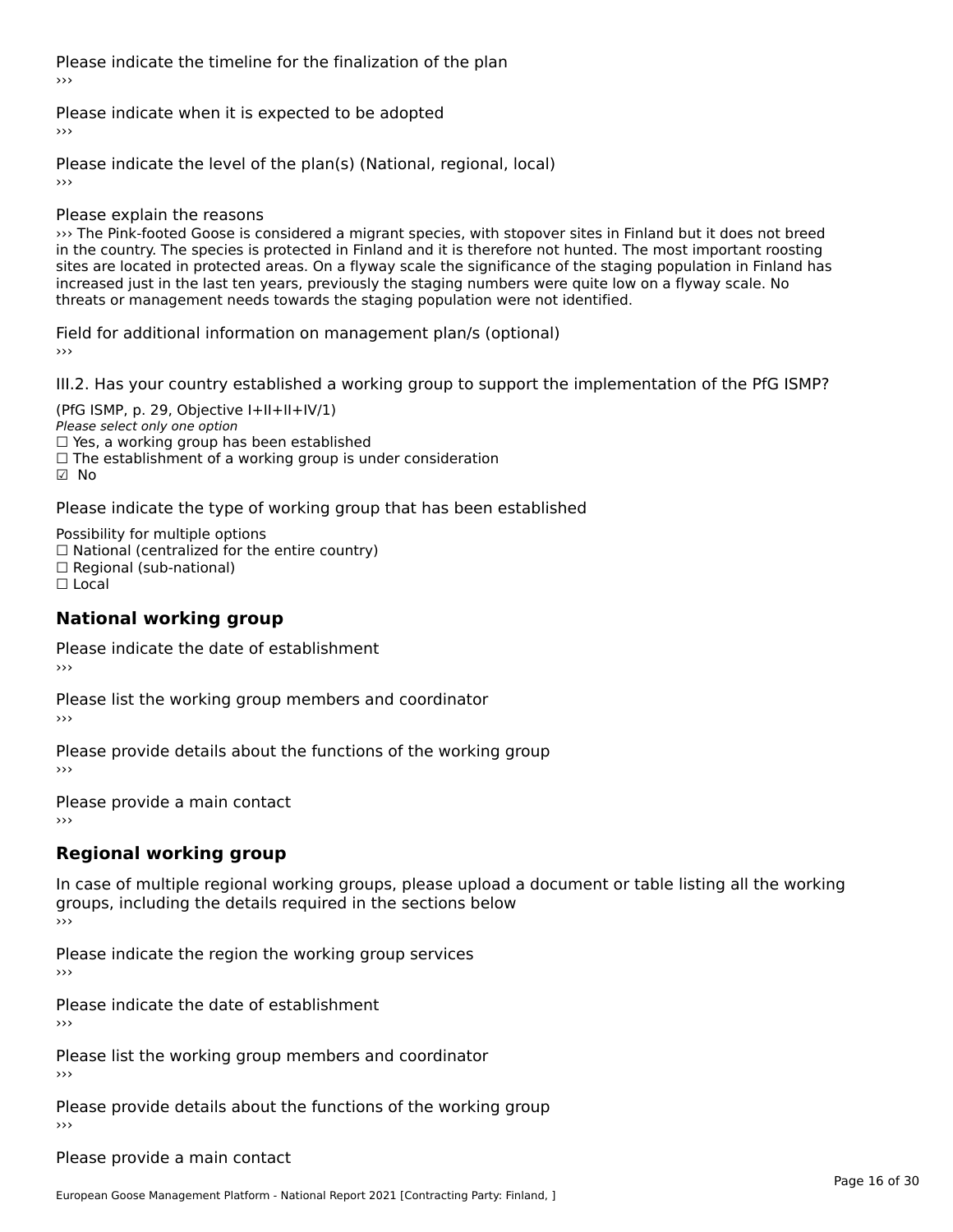Please indicate the timeline for the finalization of the plan
›››

Please indicate when it is expected to be adopted
›››

Please indicate the level of the plan(s) (National, regional, local)
›››

Please explain the reasons
››› The Pink-footed Goose is considered a migrant species, with stopover sites in Finland but it does not breed in the country. The species is protected in Finland and it is therefore not hunted. The most important roosting sites are located in protected areas. On a flyway scale the significance of the staging population in Finland has increased just in the last ten years, previously the staging numbers were quite low on a flyway scale. No threats or management needs towards the staging population were not identified.

Field for additional information on management plan/s (optional)
›››

III.2. Has your country established a working group to support the implementation of the PfG ISMP?

(PfG ISMP, p. 29, Objective I+II+II+IV/1)
*Please select only one option*
☐ Yes, a working group has been established
☐ The establishment of a working group is under consideration
☑ No

Please indicate the type of working group that has been established

Possibility for multiple options
☐ National (centralized for the entire country)
☐ Regional (sub-national)
☐ Local

## National working group

Please indicate the date of establishment
›››

Please list the working group members and coordinator
›››

Please provide details about the functions of the working group
›››

Please provide a main contact
›››

## Regional working group

In case of multiple regional working groups, please upload a document or table listing all the working groups, including the details required in the sections below
›››

Please indicate the region the working group services
›››

Please indicate the date of establishment
›››

Please list the working group members and coordinator
›››

Please provide details about the functions of the working group
›››

Please provide a main contact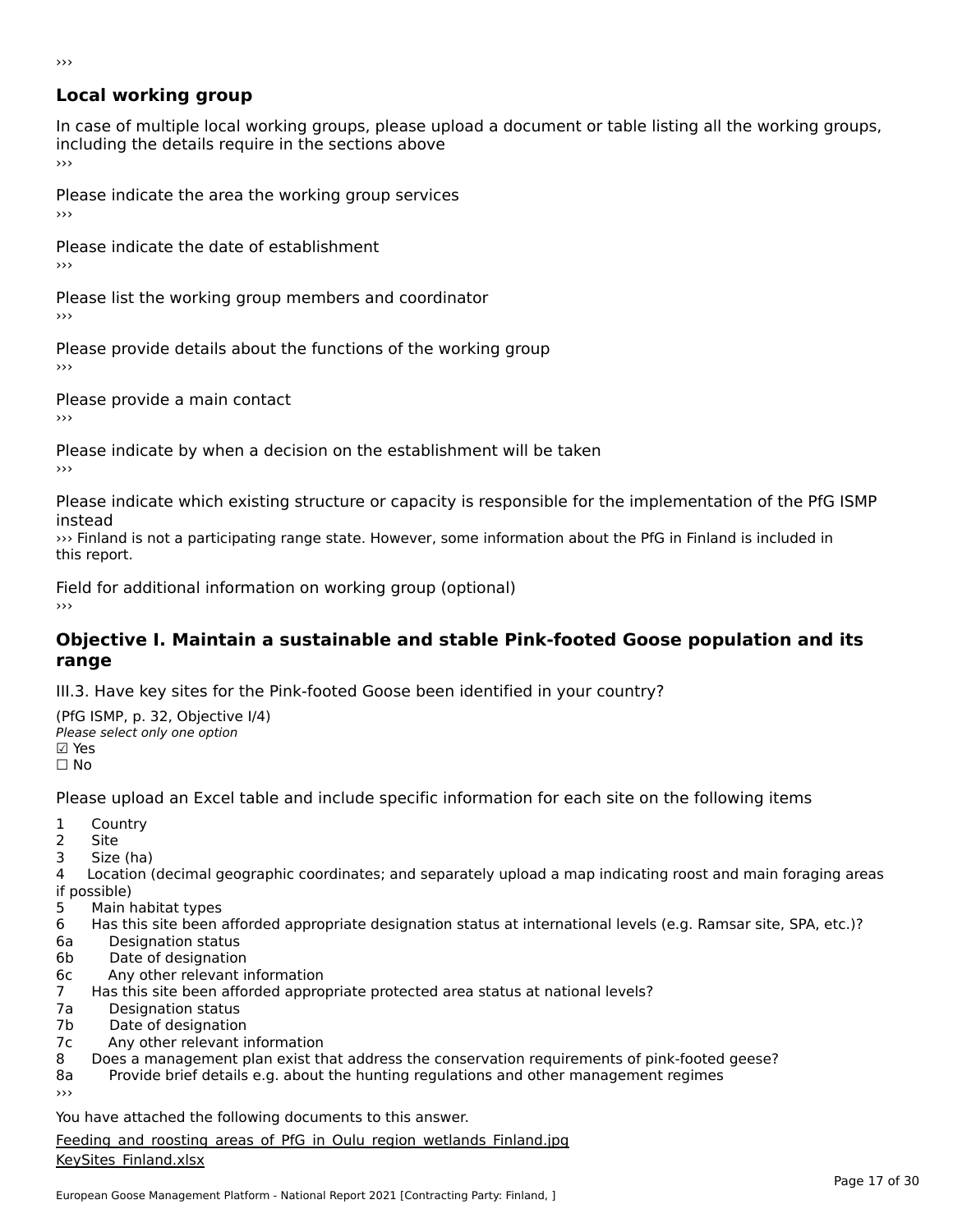›››

## Local working group

In case of multiple local working groups, please upload a document or table listing all the working groups, including the details require in the sections above
›››

Please indicate the area the working group services
›››

Please indicate the date of establishment
›››

Please list the working group members and coordinator
›››

Please provide details about the functions of the working group
›››

Please provide a main contact
›››

Please indicate by when a decision on the establishment will be taken
›››

Please indicate which existing structure or capacity is responsible for the implementation of the PfG ISMP instead
››› Finland is not a participating range state. However, some information about the PfG in Finland is included in this report.

Field for additional information on working group (optional)
›››

## Objective I. Maintain a sustainable and stable Pink-footed Goose population and its range

III.3. Have key sites for the Pink-footed Goose been identified in your country?

(PfG ISMP, p. 32, Objective I/4)
*Please select only one option*
☑ Yes
☐ No

Please upload an Excel table and include specific information for each site on the following items

1 Country
2 Site
3 Size (ha)
4 Location (decimal geographic coordinates; and separately upload a map indicating roost and main foraging areas if possible)
5 Main habitat types
6 Has this site been afforded appropriate designation status at international levels (e.g. Ramsar site, SPA, etc.)?
6a Designation status
6b Date of designation
6c Any other relevant information
7 Has this site been afforded appropriate protected area status at national levels?
7a Designation status
7b Date of designation
7c Any other relevant information
8 Does a management plan exist that address the conservation requirements of pink-footed geese?
8a Provide brief details e.g. about the hunting regulations and other management regimes
›››

You have attached the following documents to this answer.

Feeding_and_roosting_areas_of_PfG_in_Oulu_region_wetlands_Finland.jpg
KeySites_Finland.xlsx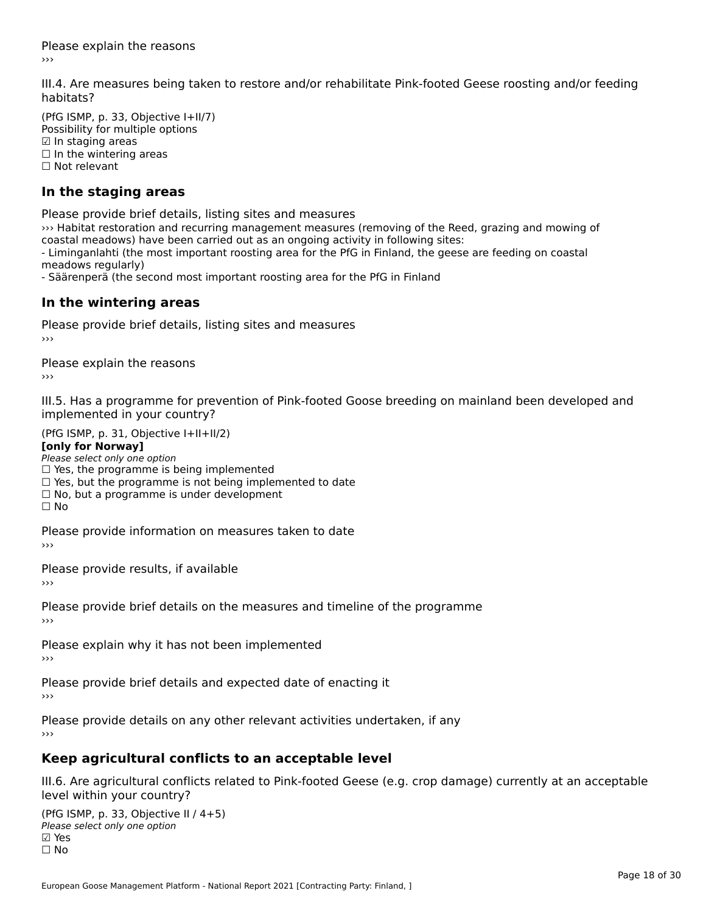Please explain the reasons
›››

III.4. Are measures being taken to restore and/or rehabilitate Pink-footed Geese roosting and/or feeding habitats?

(PfG ISMP, p. 33, Objective I+II/7)
Possibility for multiple options
☑ In staging areas
☐ In the wintering areas
☐ Not relevant

### In the staging areas

Please provide brief details, listing sites and measures
››› Habitat restoration and recurring management measures (removing of the Reed, grazing and mowing of coastal meadows) have been carried out as an ongoing activity in following sites:
- Liminganlahti (the most important roosting area for the PfG in Finland, the geese are feeding on coastal meadows regularly)
- Säärenperä (the second most important roosting area for the PfG in Finland

### In the wintering areas

Please provide brief details, listing sites and measures
›››

Please explain the reasons
›››

III.5. Has a programme for prevention of Pink-footed Goose breeding on mainland been developed and implemented in your country?

(PfG ISMP, p. 31, Objective I+II+II/2)
**[only for Norway]**
*Please select only one option*
☐ Yes, the programme is being implemented
☐ Yes, but the programme is not being implemented to date
☐ No, but a programme is under development
☐ No

Please provide information on measures taken to date
›››

Please provide results, if available
›››

Please provide brief details on the measures and timeline of the programme
›››

Please explain why it has not been implemented
›››

Please provide brief details and expected date of enacting it
›››

Please provide details on any other relevant activities undertaken, if any
›››

### Keep agricultural conflicts to an acceptable level

III.6. Are agricultural conflicts related to Pink-footed Geese (e.g. crop damage) currently at an acceptable level within your country?

(PfG ISMP, p. 33, Objective II / 4+5)
*Please select only one option*
☑ Yes
☐ No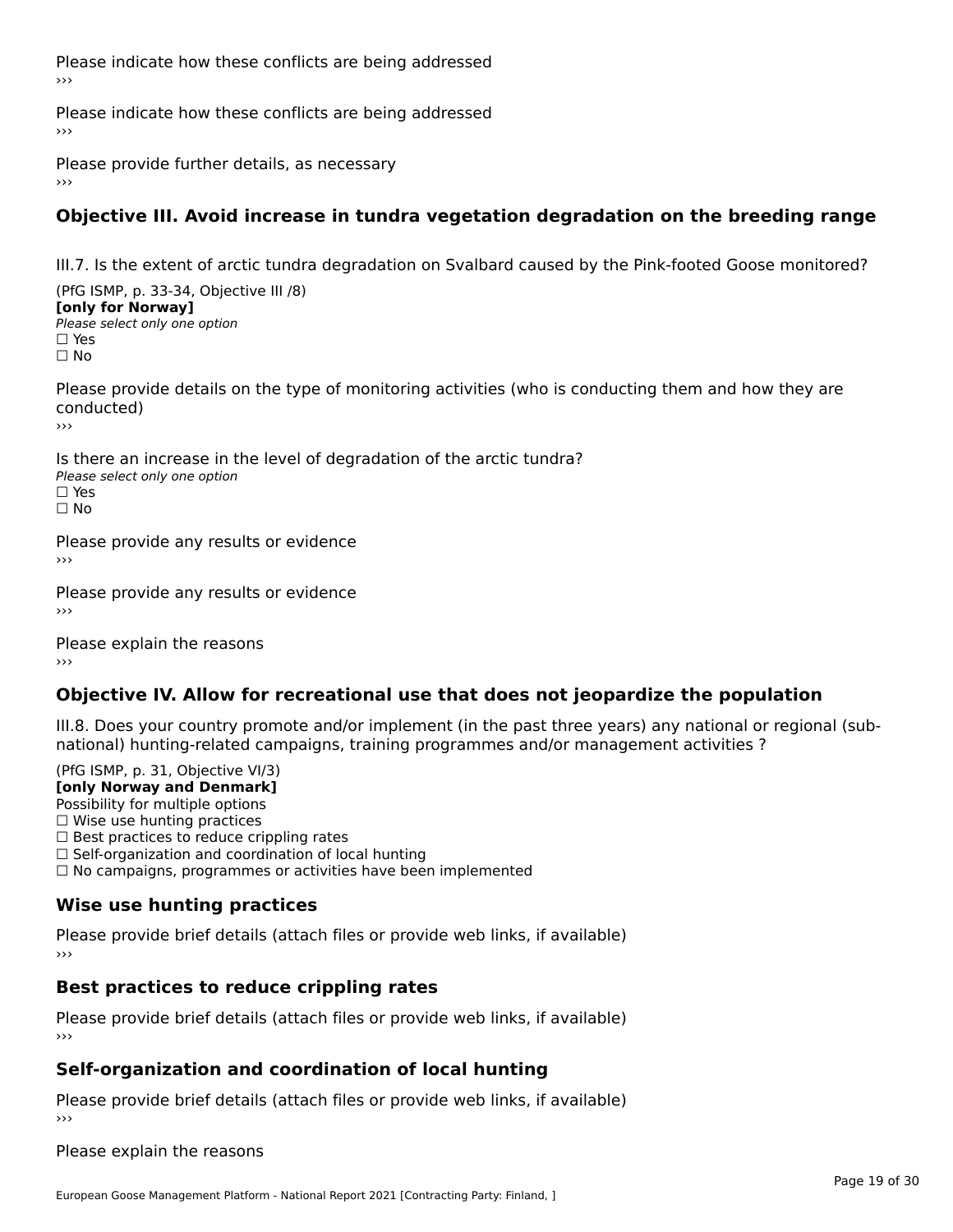Please indicate how these conflicts are being addressed
›››

Please indicate how these conflicts are being addressed
›››

Please provide further details, as necessary
›››

## Objective III. Avoid increase in tundra vegetation degradation on the breeding range

III.7. Is the extent of arctic tundra degradation on Svalbard caused by the Pink-footed Goose monitored?

(PfG ISMP, p. 33-34, Objective III /8)
**[only for Norway]**
*Please select only one option*
☐ Yes
☐ No

Please provide details on the type of monitoring activities (who is conducting them and how they are conducted)
›››

Is there an increase in the level of degradation of the arctic tundra?
*Please select only one option*
☐ Yes
☐ No

Please provide any results or evidence
›››

Please provide any results or evidence
›››

Please explain the reasons
›››

## Objective IV. Allow for recreational use that does not jeopardize the population

III.8. Does your country promote and/or implement (in the past three years) any national or regional (sub-national) hunting-related campaigns, training programmes and/or management activities ?

(PfG ISMP, p. 31, Objective VI/3)
**[only Norway and Denmark]**
Possibility for multiple options
☐ Wise use hunting practices
☐ Best practices to reduce crippling rates
☐ Self-organization and coordination of local hunting
☐ No campaigns, programmes or activities have been implemented

### Wise use hunting practices

Please provide brief details (attach files or provide web links, if available)
›››

### Best practices to reduce crippling rates

Please provide brief details (attach files or provide web links, if available)
›››

### Self-organization and coordination of local hunting

Please provide brief details (attach files or provide web links, if available)
›››

Please explain the reasons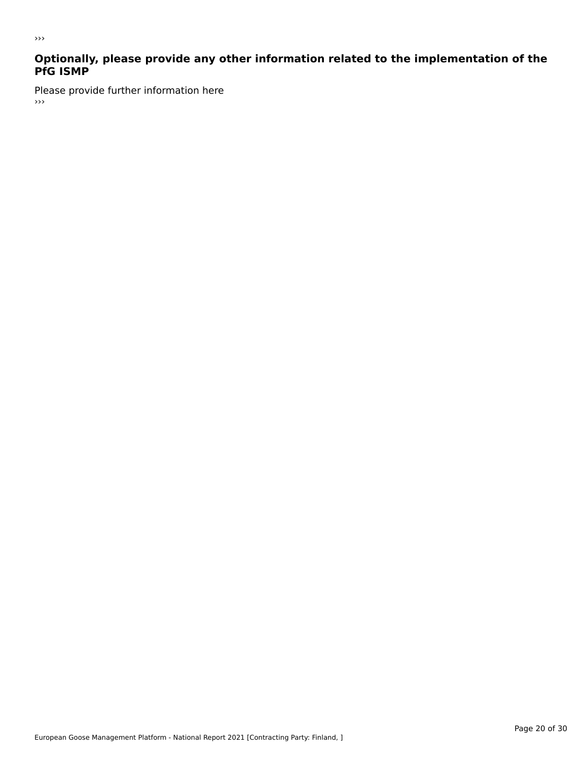›››

## Optionally, please provide any other information related to the implementation of the PfG ISMP

Please provide further information here

›››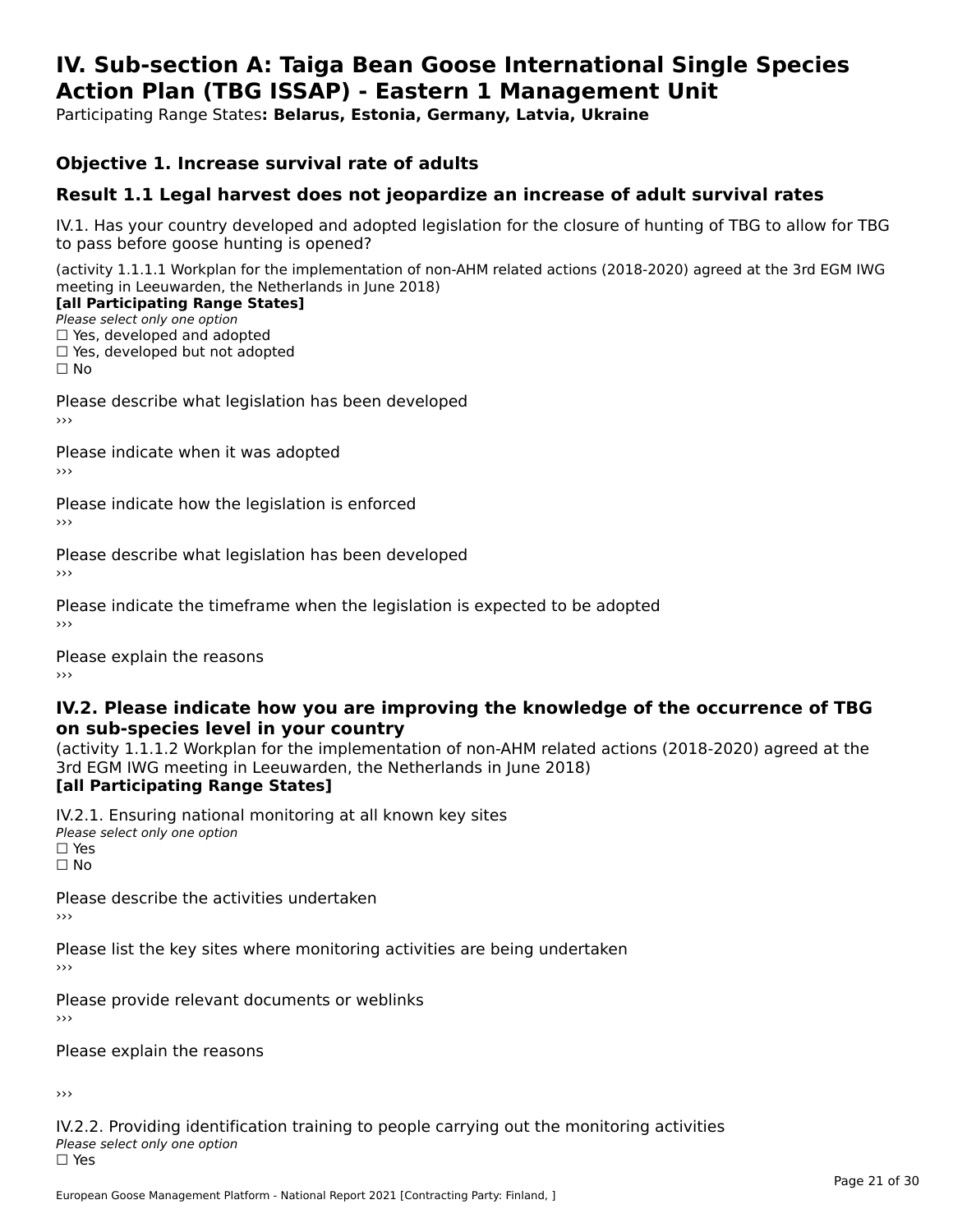# IV. Sub-section A: Taiga Bean Goose International Single Species Action Plan (TBG ISSAP) - Eastern 1 Management Unit

Participating Range States**: Belarus, Estonia, Germany, Latvia, Ukraine**

## Objective 1. Increase survival rate of adults

## Result 1.1 Legal harvest does not jeopardize an increase of adult survival rates

IV.1. Has your country developed and adopted legislation for the closure of hunting of TBG to allow for TBG to pass before goose hunting is opened?

(activity 1.1.1.1 Workplan for the implementation of non-AHM related actions (2018-2020) agreed at the 3rd EGM IWG meeting in Leeuwarden, the Netherlands in June 2018)
**[all Participating Range States]**
*Please select only one option*
☐ Yes, developed and adopted
☐ Yes, developed but not adopted
☐ No

Please describe what legislation has been developed
›››

Please indicate when it was adopted
›››

Please indicate how the legislation is enforced
›››

Please describe what legislation has been developed
›››

Please indicate the timeframe when the legislation is expected to be adopted
›››

Please explain the reasons
›››

### IV.2. Please indicate how you are improving the knowledge of the occurrence of TBG on sub-species level in your country

(activity 1.1.1.2 Workplan for the implementation of non-AHM related actions (2018-2020) agreed at the 3rd EGM IWG meeting in Leeuwarden, the Netherlands in June 2018)
**[all Participating Range States]**

IV.2.1. Ensuring national monitoring at all known key sites
*Please select only one option*
☐ Yes
☐ No

Please describe the activities undertaken
›››

Please list the key sites where monitoring activities are being undertaken
›››

Please provide relevant documents or weblinks
›››

Please explain the reasons

›››

IV.2.2. Providing identification training to people carrying out the monitoring activities
*Please select only one option*
☐ Yes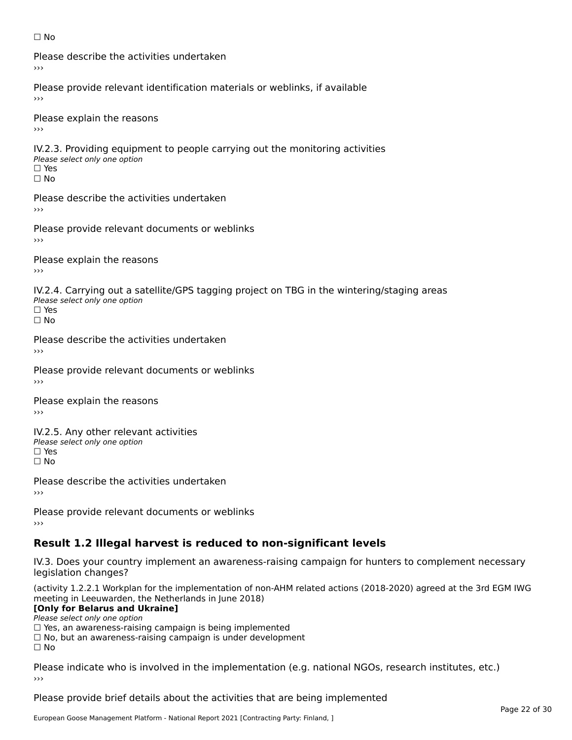☐ No

Please describe the activities undertaken
›››

Please provide relevant identification materials or weblinks, if available
›››

Please explain the reasons
›››

IV.2.3. Providing equipment to people carrying out the monitoring activities
*Please select only one option*
☐ Yes
☐ No

Please describe the activities undertaken
›››

Please provide relevant documents or weblinks
›››

Please explain the reasons
›››

IV.2.4. Carrying out a satellite/GPS tagging project on TBG in the wintering/staging areas
*Please select only one option*
☐ Yes
☐ No

Please describe the activities undertaken
›››

Please provide relevant documents or weblinks
›››

Please explain the reasons
›››

IV.2.5. Any other relevant activities
*Please select only one option*
☐ Yes
☐ No

Please describe the activities undertaken
›››

Please provide relevant documents or weblinks
›››

## Result 1.2 Illegal harvest is reduced to non-significant levels

IV.3. Does your country implement an awareness-raising campaign for hunters to complement necessary legislation changes?

(activity 1.2.2.1 Workplan for the implementation of non-AHM related actions (2018-2020) agreed at the 3rd EGM IWG meeting in Leeuwarden, the Netherlands in June 2018)
**[Only for Belarus and Ukraine]**
*Please select only one option*
☐ Yes, an awareness-raising campaign is being implemented
☐ No, but an awareness-raising campaign is under development
☐ No

Please indicate who is involved in the implementation (e.g. national NGOs, research institutes, etc.)
›››

Please provide brief details about the activities that are being implemented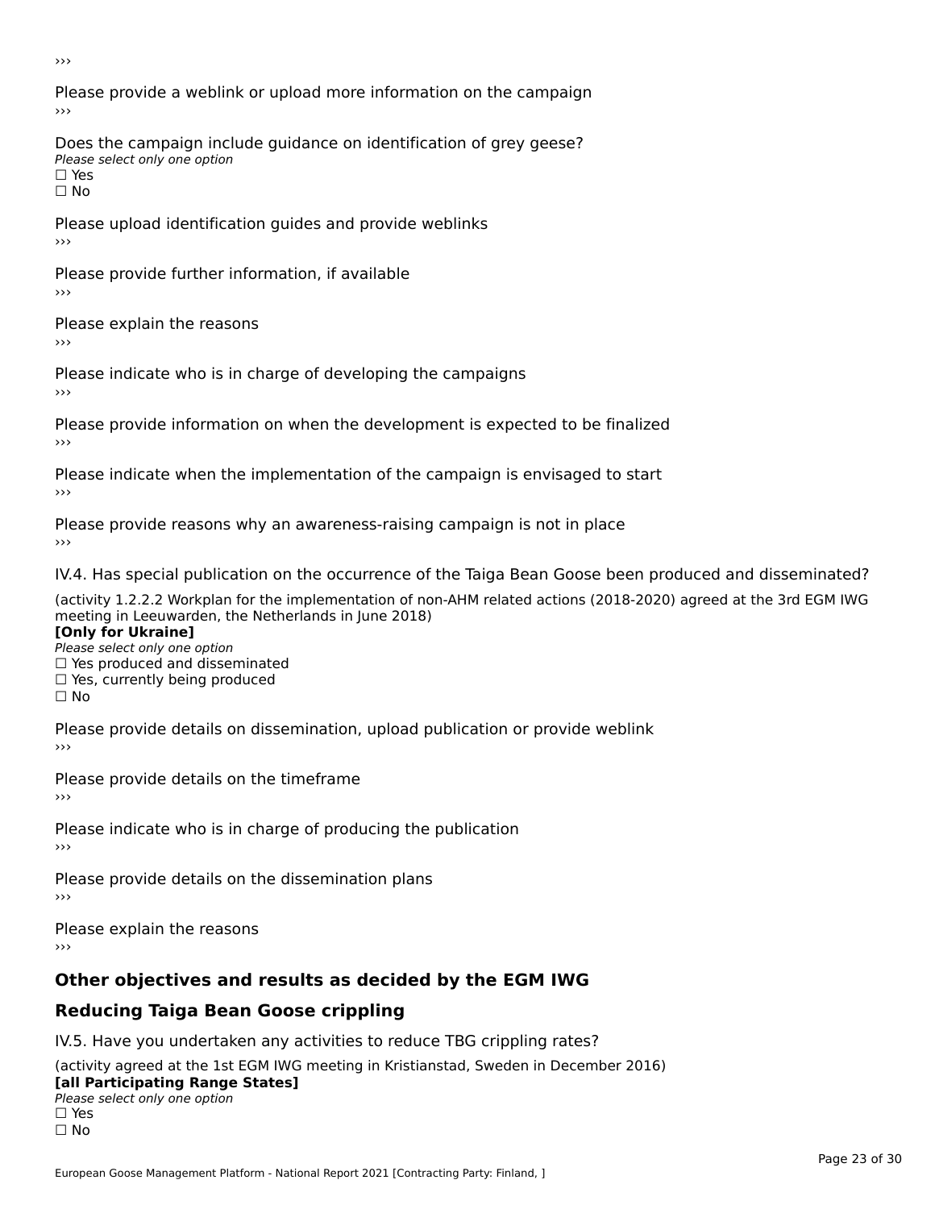›››

Please provide a weblink or upload more information on the campaign

›››

Does the campaign include guidance on identification of grey geese?

*Please select only one option*

☐ Yes

☐ No

Please upload identification guides and provide weblinks

›››

Please provide further information, if available

›››

Please explain the reasons

›››

Please indicate who is in charge of developing the campaigns

›››

Please provide information on when the development is expected to be finalized

›››

Please indicate when the implementation of the campaign is envisaged to start

›››

Please provide reasons why an awareness-raising campaign is not in place

›››

IV.4. Has special publication on the occurrence of the Taiga Bean Goose been produced and disseminated?

(activity 1.2.2.2 Workplan for the implementation of non-AHM related actions (2018-2020) agreed at the 3rd EGM IWG meeting in Leeuwarden, the Netherlands in June 2018)

**[Only for Ukraine]**

*Please select only one option*

☐ Yes produced and disseminated

☐ Yes, currently being produced

☐ No

Please provide details on dissemination, upload publication or provide weblink

›››

Please provide details on the timeframe

›››

Please indicate who is in charge of producing the publication

›››

Please provide details on the dissemination plans

›››

Please explain the reasons

›››

## Other objectives and results as decided by the EGM IWG

## Reducing Taiga Bean Goose crippling

IV.5. Have you undertaken any activities to reduce TBG crippling rates?

(activity agreed at the 1st EGM IWG meeting in Kristianstad, Sweden in December 2016)

**[all Participating Range States]**

*Please select only one option*

☐ Yes

☐ No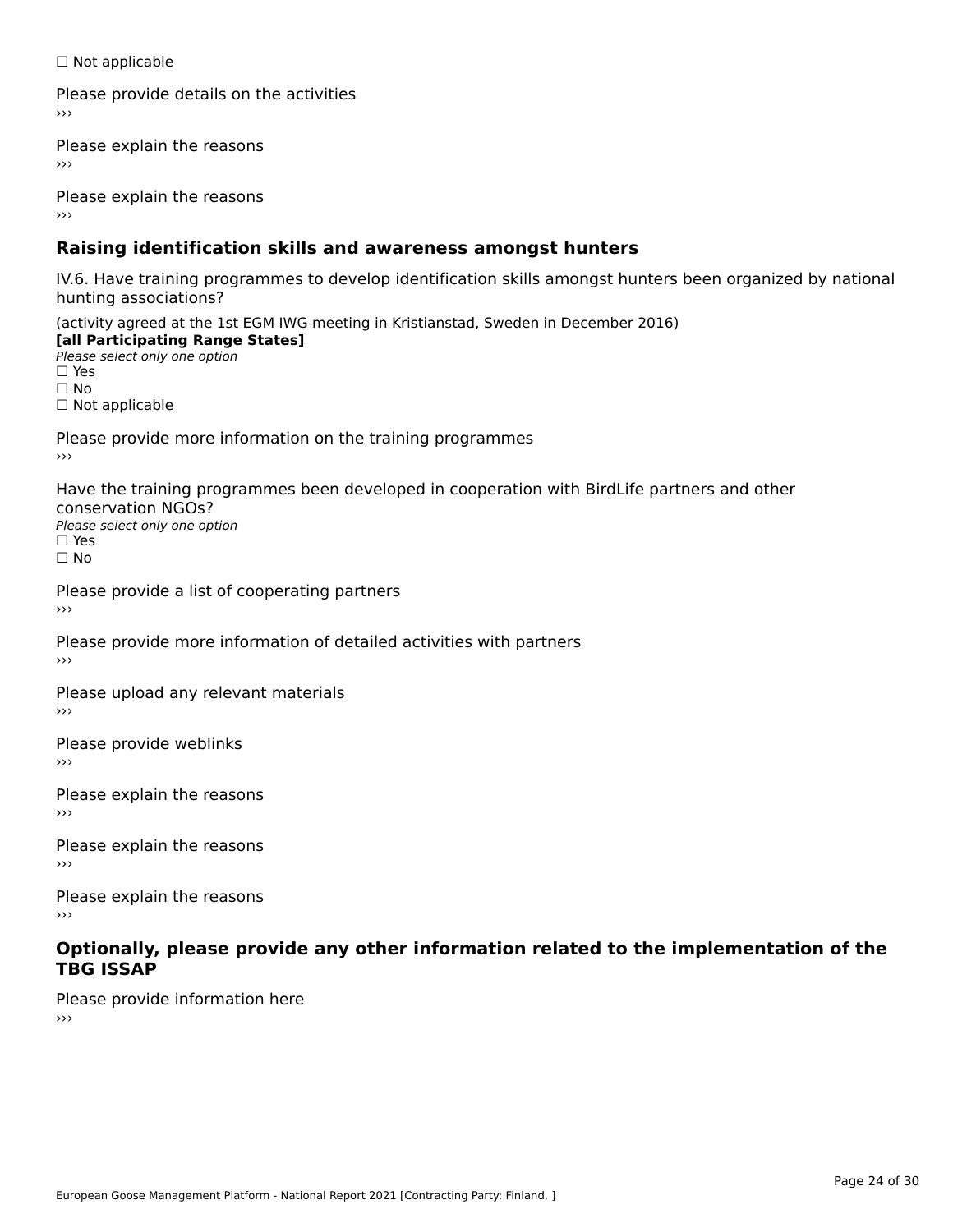☐ Not applicable

Please provide details on the activities
›››

Please explain the reasons
›››

Please explain the reasons
›››

## Raising identification skills and awareness amongst hunters

IV.6. Have training programmes to develop identification skills amongst hunters been organized by national hunting associations?

(activity agreed at the 1st EGM IWG meeting in Kristianstad, Sweden in December 2016)
**[all Participating Range States]**
*Please select only one option*
☐ Yes
☐ No
☐ Not applicable

Please provide more information on the training programmes
›››

Have the training programmes been developed in cooperation with BirdLife partners and other conservation NGOs?
*Please select only one option*
☐ Yes
☐ No

Please provide a list of cooperating partners
›››

Please provide more information of detailed activities with partners
›››

Please upload any relevant materials
›››

Please provide weblinks
›››

Please explain the reasons
›››

Please explain the reasons
›››

Please explain the reasons
›››

## Optionally, please provide any other information related to the implementation of the TBG ISSAP

Please provide information here
›››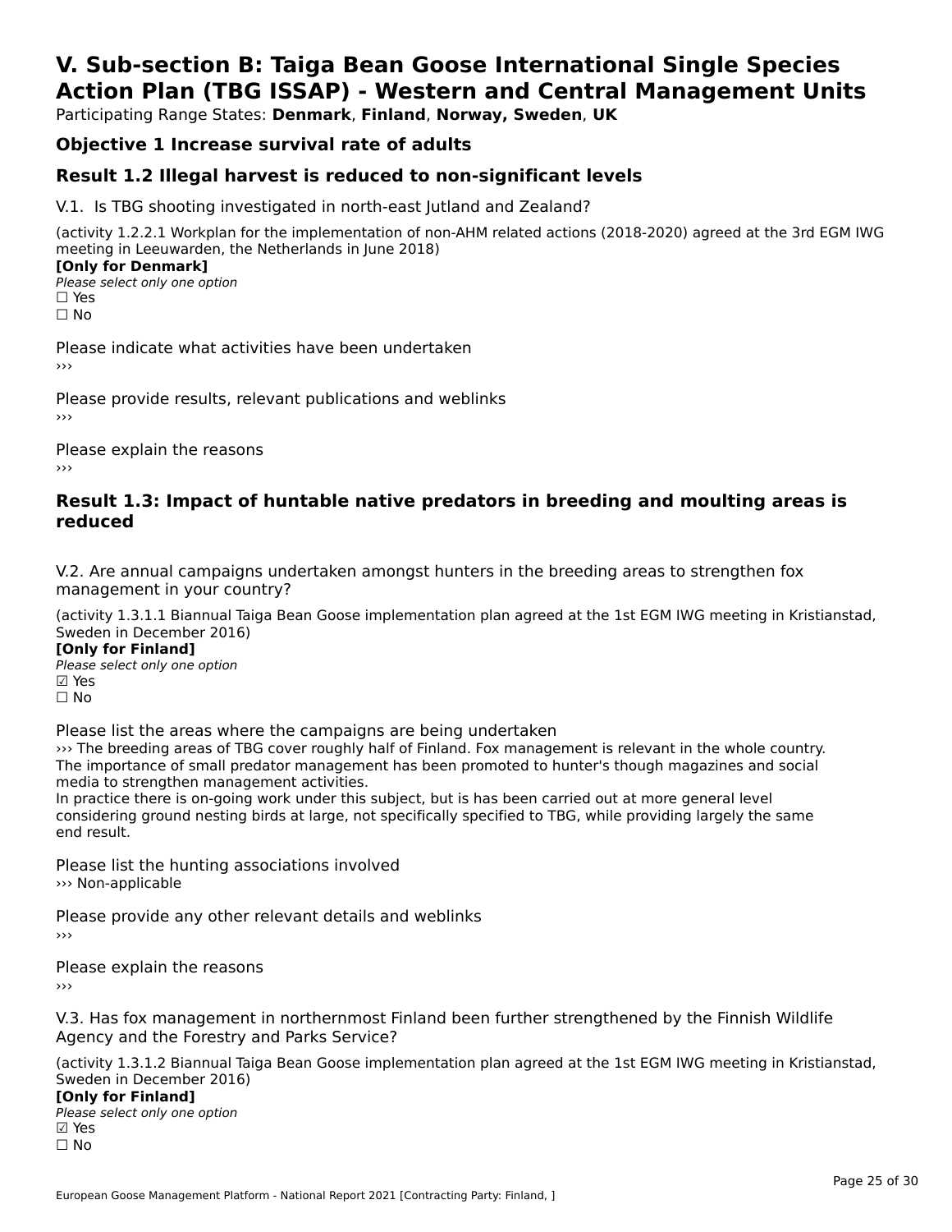# V. Sub-section B: Taiga Bean Goose International Single Species Action Plan (TBG ISSAP) - Western and Central Management Units

Participating Range States: **Denmark**, **Finland**, **Norway, Sweden**, **UK**

## Objective 1 Increase survival rate of adults

## Result 1.2 Illegal harvest is reduced to non-significant levels

V.1. Is TBG shooting investigated in north-east Jutland and Zealand?

(activity 1.2.2.1 Workplan for the implementation of non-AHM related actions (2018-2020) agreed at the 3rd EGM IWG meeting in Leeuwarden, the Netherlands in June 2018)

**[Only for Denmark]**

*Please select only one option*

☐ Yes

☐ No

Please indicate what activities have been undertaken

›››

Please provide results, relevant publications and weblinks

›››

Please explain the reasons

›››

## Result 1.3: Impact of huntable native predators in breeding and moulting areas is reduced

V.2. Are annual campaigns undertaken amongst hunters in the breeding areas to strengthen fox management in your country?

(activity 1.3.1.1 Biannual Taiga Bean Goose implementation plan agreed at the 1st EGM IWG meeting in Kristianstad, Sweden in December 2016)

**[Only for Finland]**

*Please select only one option*

☑ Yes

☐ No

Please list the areas where the campaigns are being undertaken

››› The breeding areas of TBG cover roughly half of Finland. Fox management is relevant in the whole country. The importance of small predator management has been promoted to hunter's though magazines and social media to strengthen management activities.

In practice there is on-going work under this subject, but is has been carried out at more general level considering ground nesting birds at large, not specifically specified to TBG, while providing largely the same end result.

Please list the hunting associations involved

››› Non-applicable

Please provide any other relevant details and weblinks

›››

Please explain the reasons

›››

V.3. Has fox management in northernmost Finland been further strengthened by the Finnish Wildlife Agency and the Forestry and Parks Service?

(activity 1.3.1.2 Biannual Taiga Bean Goose implementation plan agreed at the 1st EGM IWG meeting in Kristianstad, Sweden in December 2016)

**[Only for Finland]**

*Please select only one option*

☑ Yes

☐ No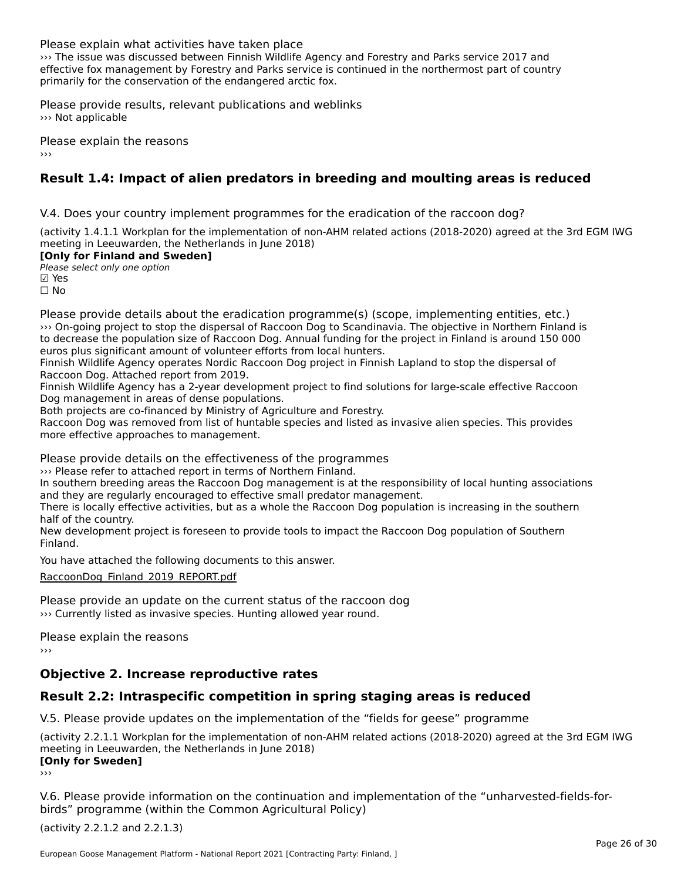Please explain what activities have taken place
››› The issue was discussed between Finnish Wildlife Agency and Forestry and Parks service 2017 and effective fox management by Forestry and Parks service is continued in the northermost part of country primarily for the conservation of the endangered arctic fox.

Please provide results, relevant publications and weblinks
››› Not applicable

Please explain the reasons
›››

## Result 1.4: Impact of alien predators in breeding and moulting areas is reduced

V.4. Does your country implement programmes for the eradication of the raccoon dog?

(activity 1.4.1.1 Workplan for the implementation of non-AHM related actions (2018-2020) agreed at the 3rd EGM IWG meeting in Leeuwarden, the Netherlands in June 2018)
**[Only for Finland and Sweden]**
*Please select only one option*
☑ Yes
☐ No

Please provide details about the eradication programme(s) (scope, implementing entities, etc.)
››› On-going project to stop the dispersal of Raccoon Dog to Scandinavia. The objective in Northern Finland is to decrease the population size of Raccoon Dog. Annual funding for the project in Finland is around 150 000 euros plus significant amount of volunteer efforts from local hunters.
Finnish Wildlife Agency operates Nordic Raccoon Dog project in Finnish Lapland to stop the dispersal of Raccoon Dog. Attached report from 2019.
Finnish Wildlife Agency has a 2-year development project to find solutions for large-scale effective Raccoon Dog management in areas of dense populations.
Both projects are co-financed by Ministry of Agriculture and Forestry.
Raccoon Dog was removed from list of huntable species and listed as invasive alien species. This provides more effective approaches to management.

Please provide details on the effectiveness of the programmes
››› Please refer to attached report in terms of Northern Finland.
In southern breeding areas the Raccoon Dog management is at the responsibility of local hunting associations and they are regularly encouraged to effective small predator management.
There is locally effective activities, but as a whole the Raccoon Dog population is increasing in the southern half of the country.
New development project is foreseen to provide tools to impact the Raccoon Dog population of Southern Finland.

You have attached the following documents to this answer.

RaccoonDog_Finland_2019_REPORT.pdf

Please provide an update on the current status of the raccoon dog
››› Currently listed as invasive species. Hunting allowed year round.

Please explain the reasons
›››

## Objective 2. Increase reproductive rates

## Result 2.2: Intraspecific competition in spring staging areas is reduced

V.5. Please provide updates on the implementation of the “fields for geese” programme

(activity 2.2.1.1 Workplan for the implementation of non-AHM related actions (2018-2020) agreed at the 3rd EGM IWG meeting in Leeuwarden, the Netherlands in June 2018)
**[Only for Sweden]**
›››

V.6. Please provide information on the continuation and implementation of the “unharvested-fields-for-birds” programme (within the Common Agricultural Policy)

(activity 2.2.1.2 and 2.2.1.3)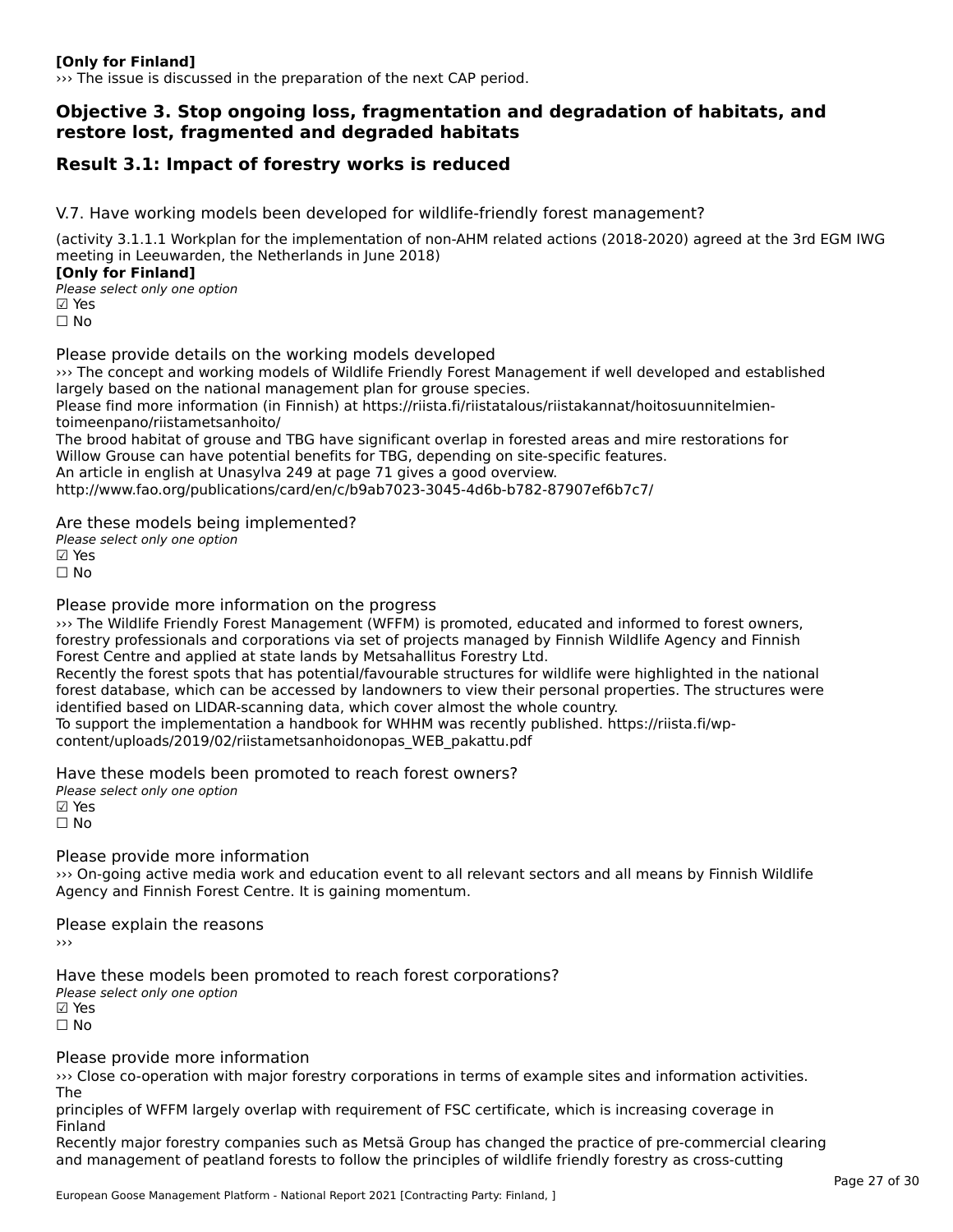**[Only for Finland]**
››› The issue is discussed in the preparation of the next CAP period.

## Objective 3. Stop ongoing loss, fragmentation and degradation of habitats, and restore lost, fragmented and degraded habitats

## Result 3.1: Impact of forestry works is reduced

V.7. Have working models been developed for wildlife-friendly forest management?

(activity 3.1.1.1 Workplan for the implementation of non-AHM related actions (2018-2020) agreed at the 3rd EGM IWG meeting in Leeuwarden, the Netherlands in June 2018)
**[Only for Finland]**
*Please select only one option*
☑ Yes
☐ No

Please provide details on the working models developed
››› The concept and working models of Wildlife Friendly Forest Management if well developed and established largely based on the national management plan for grouse species.
Please find more information (in Finnish) at https://riista.fi/riistatalous/riistakannat/hoitosuunnitelmien-toimeenpano/riistametsanhoito/
The brood habitat of grouse and TBG have significant overlap in forested areas and mire restorations for Willow Grouse can have potential benefits for TBG, depending on site-specific features.
An article in english at Unasylva 249 at page 71 gives a good overview.
http://www.fao.org/publications/card/en/c/b9ab7023-3045-4d6b-b782-87907ef6b7c7/

Are these models being implemented?
*Please select only one option*
☑ Yes
☐ No

Please provide more information on the progress
››› The Wildlife Friendly Forest Management (WFFM) is promoted, educated and informed to forest owners, forestry professionals and corporations via set of projects managed by Finnish Wildlife Agency and Finnish Forest Centre and applied at state lands by Metsahallitus Forestry Ltd.
Recently the forest spots that has potential/favourable structures for wildlife were highlighted in the national forest database, which can be accessed by landowners to view their personal properties. The structures were identified based on LIDAR-scanning data, which cover almost the whole country.
To support the implementation a handbook for WHHM was recently published. https://riista.fi/wp-content/uploads/2019/02/riistametsanhoidonopas_WEB_pakattu.pdf

Have these models been promoted to reach forest owners?
*Please select only one option*
☑ Yes
☐ No

Please provide more information
››› On-going active media work and education event to all relevant sectors and all means by Finnish Wildlife Agency and Finnish Forest Centre. It is gaining momentum.

Please explain the reasons
›››

Have these models been promoted to reach forest corporations?
*Please select only one option*
☑ Yes
☐ No

Please provide more information
››› Close co-operation with major forestry corporations in terms of example sites and information activities. The
principles of WFFM largely overlap with requirement of FSC certificate, which is increasing coverage in Finland
Recently major forestry companies such as Metsä Group has changed the practice of pre-commercial clearing and management of peatland forests to follow the principles of wildlife friendly forestry as cross-cutting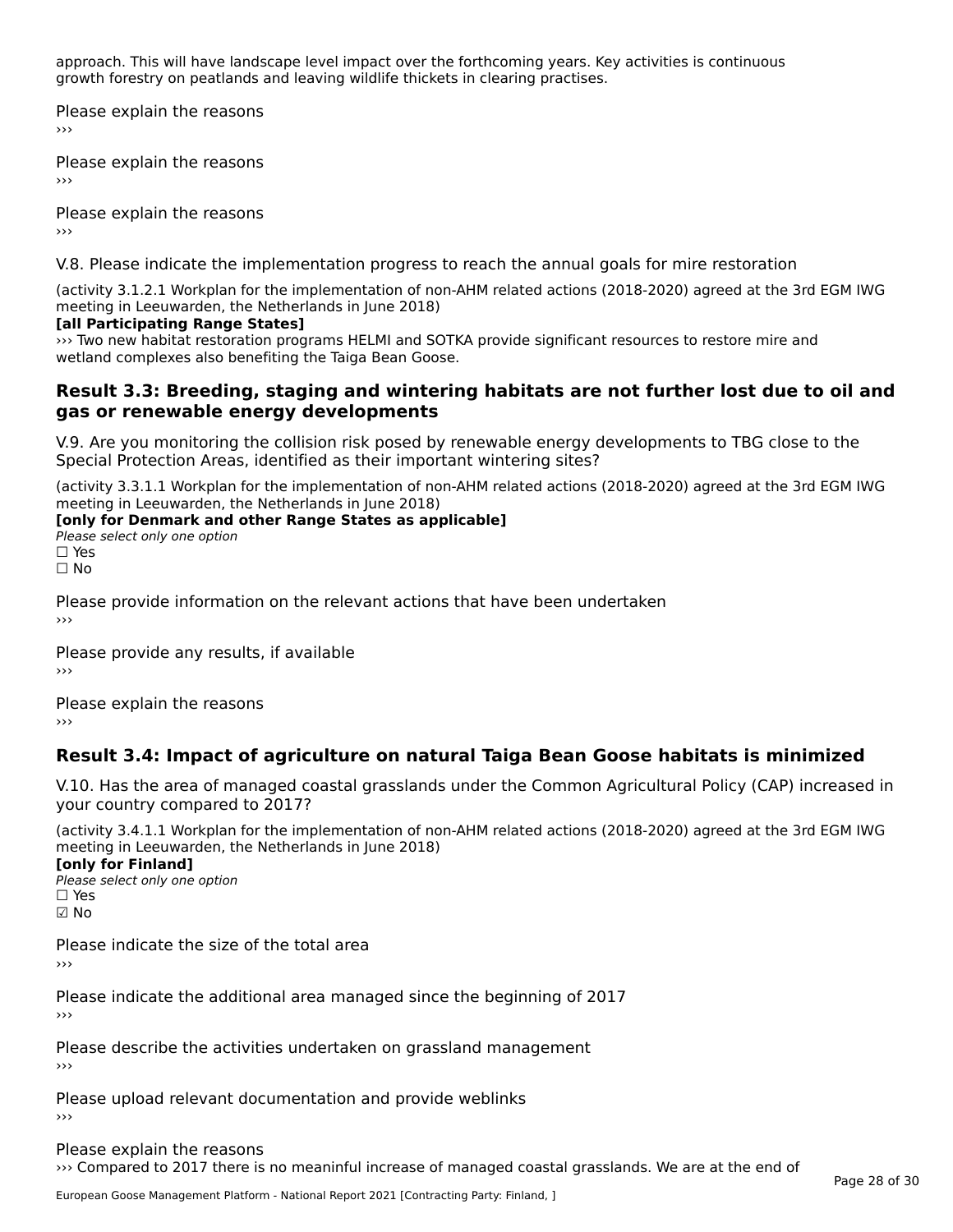approach. This will have landscape level impact over the forthcoming years. Key activities is continuous growth forestry on peatlands and leaving wildlife thickets in clearing practises.

Please explain the reasons
›››

Please explain the reasons
›››

Please explain the reasons
›››

V.8. Please indicate the implementation progress to reach the annual goals for mire restoration

(activity 3.1.2.1 Workplan for the implementation of non-AHM related actions (2018-2020) agreed at the 3rd EGM IWG meeting in Leeuwarden, the Netherlands in June 2018)
**[all Participating Range States]**
››› Two new habitat restoration programs HELMI and SOTKA provide significant resources to restore mire and wetland complexes also benefiting the Taiga Bean Goose.

## Result 3.3: Breeding, staging and wintering habitats are not further lost due to oil and gas or renewable energy developments

V.9. Are you monitoring the collision risk posed by renewable energy developments to TBG close to the Special Protection Areas, identified as their important wintering sites?

(activity 3.3.1.1 Workplan for the implementation of non-AHM related actions (2018-2020) agreed at the 3rd EGM IWG meeting in Leeuwarden, the Netherlands in June 2018)
**[only for Denmark and other Range States as applicable]**
*Please select only one option*
☐ Yes
☐ No

Please provide information on the relevant actions that have been undertaken
›››

Please provide any results, if available
›››

Please explain the reasons
›››

## Result 3.4: Impact of agriculture on natural Taiga Bean Goose habitats is minimized

V.10. Has the area of managed coastal grasslands under the Common Agricultural Policy (CAP) increased in your country compared to 2017?

(activity 3.4.1.1 Workplan for the implementation of non-AHM related actions (2018-2020) agreed at the 3rd EGM IWG meeting in Leeuwarden, the Netherlands in June 2018)
**[only for Finland]**
*Please select only one option*
☐ Yes
☑ No

Please indicate the size of the total area
›››

Please indicate the additional area managed since the beginning of 2017
›››

Please describe the activities undertaken on grassland management
›››

Please upload relevant documentation and provide weblinks
›››

Please explain the reasons
››› Compared to 2017 there is no meaninful increase of managed coastal grasslands. We are at the end of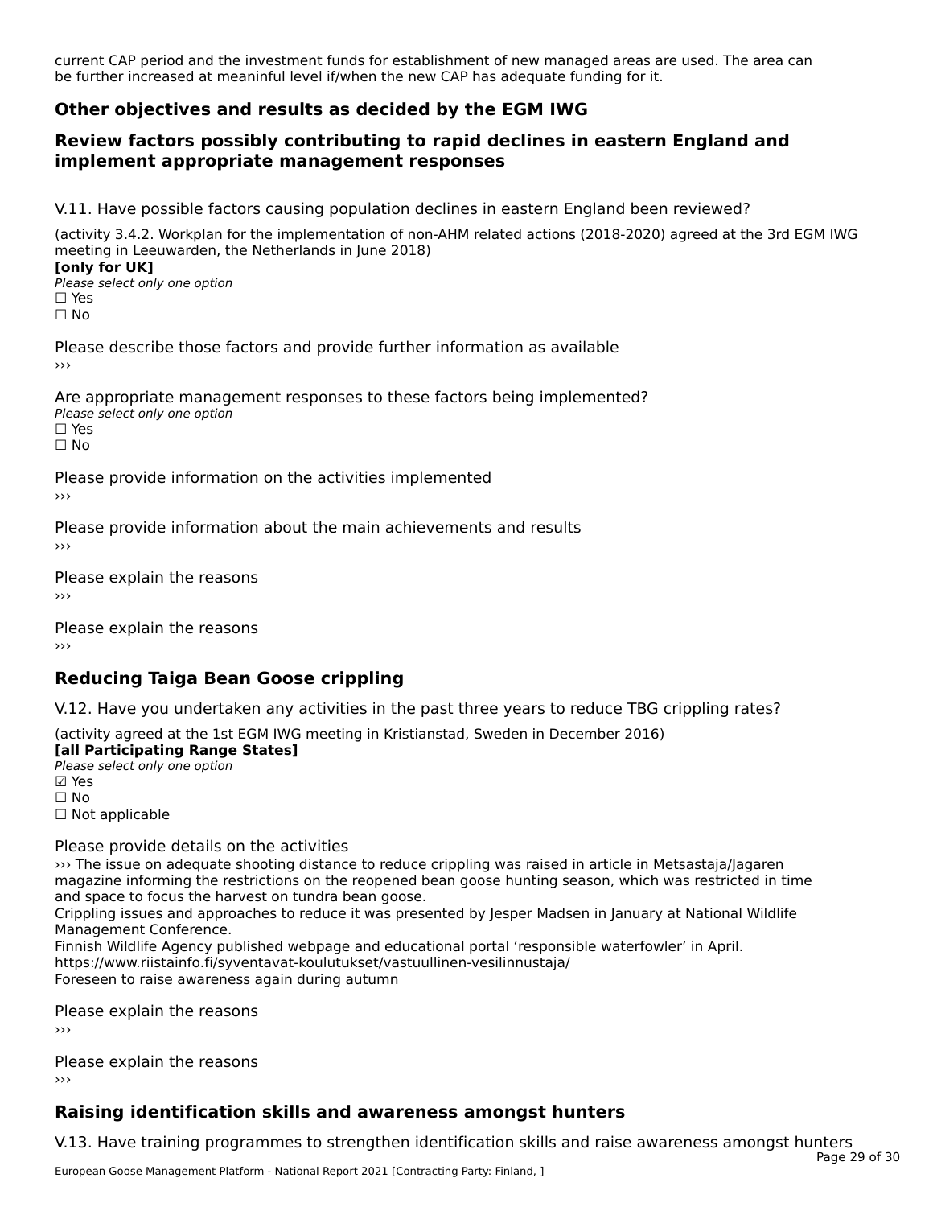current CAP period and the investment funds for establishment of new managed areas are used. The area can be further increased at meaninful level if/when the new CAP has adequate funding for it.

## Other objectives and results as decided by the EGM IWG

## Review factors possibly contributing to rapid declines in eastern England and implement appropriate management responses

V.11. Have possible factors causing population declines in eastern England been reviewed?

(activity 3.4.2. Workplan for the implementation of non-AHM related actions (2018-2020) agreed at the 3rd EGM IWG meeting in Leeuwarden, the Netherlands in June 2018)
**[only for UK]**
*Please select only one option*
☐ Yes
☐ No

Please describe those factors and provide further information as available
›››

Are appropriate management responses to these factors being implemented?
*Please select only one option*
☐ Yes
☐ No

Please provide information on the activities implemented
›››

Please provide information about the main achievements and results
›››

Please explain the reasons
›››

Please explain the reasons
›››

## Reducing Taiga Bean Goose crippling

V.12. Have you undertaken any activities in the past three years to reduce TBG crippling rates?

(activity agreed at the 1st EGM IWG meeting in Kristianstad, Sweden in December 2016)
**[all Participating Range States]**
*Please select only one option*
☑ Yes
☐ No
☐ Not applicable

Please provide details on the activities
››› The issue on adequate shooting distance to reduce crippling was raised in article in Metsastaja/Jagaren magazine informing the restrictions on the reopened bean goose hunting season, which was restricted in time and space to focus the harvest on tundra bean goose.
Crippling issues and approaches to reduce it was presented by Jesper Madsen in January at National Wildlife Management Conference.
Finnish Wildlife Agency published webpage and educational portal 'responsible waterfowler' in April.
https://www.riistainfo.fi/syventavat-koulutukset/vastuullinen-vesilinnustaja/
Foreseen to raise awareness again during autumn

Please explain the reasons
›››

Please explain the reasons
›››

## Raising identification skills and awareness amongst hunters

V.13. Have training programmes to strengthen identification skills and raise awareness amongst hunters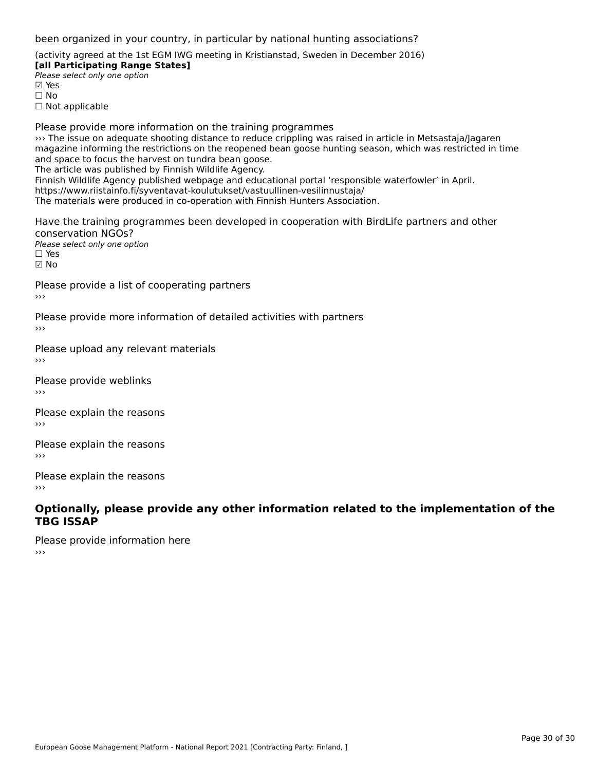been organized in your country, in particular by national hunting associations?

(activity agreed at the 1st EGM IWG meeting in Kristianstad, Sweden in December 2016)
**[all Participating Range States]**
*Please select only one option*
☑ Yes
☐ No
☐ Not applicable

Please provide more information on the training programmes
››› The issue on adequate shooting distance to reduce crippling was raised in article in Metsastaja/Jagaren magazine informing the restrictions on the reopened bean goose hunting season, which was restricted in time and space to focus the harvest on tundra bean goose.
The article was published by Finnish Wildlife Agency.
Finnish Wildlife Agency published webpage and educational portal 'responsible waterfowler' in April.
https://www.riistainfo.fi/syventavat-koulutukset/vastuullinen-vesilinnustaja/
The materials were produced in co-operation with Finnish Hunters Association.

Have the training programmes been developed in cooperation with BirdLife partners and other conservation NGOs?
*Please select only one option*
☐ Yes
☑ No

Please provide a list of cooperating partners
›››

Please provide more information of detailed activities with partners
›››

Please upload any relevant materials
›››

Please provide weblinks
›››

Please explain the reasons
›››

Please explain the reasons
›››

Please explain the reasons
›››

## Optionally, please provide any other information related to the implementation of the TBG ISSAP

Please provide information here
›››